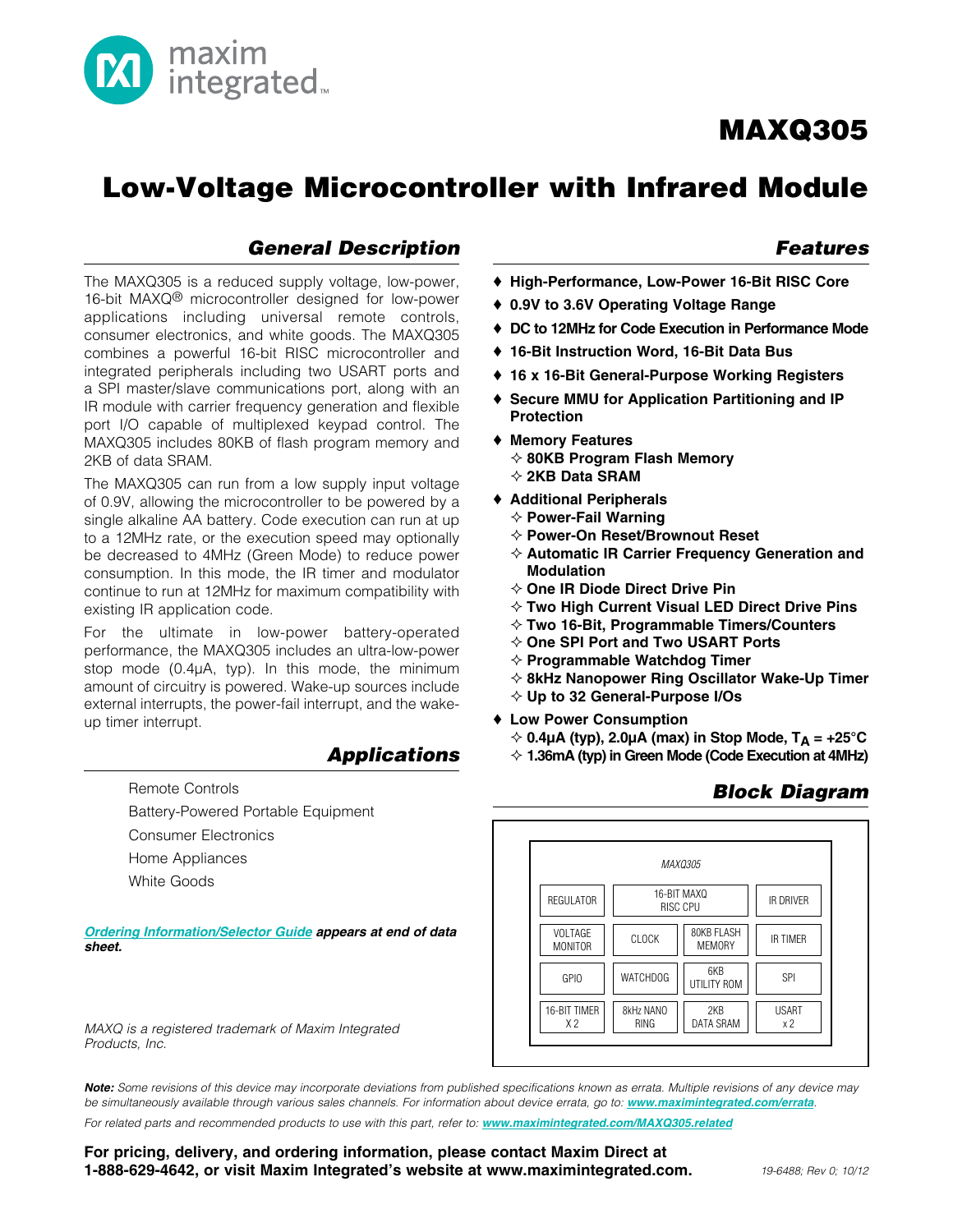# MAXQ305

# Low-Voltage Microcontroller with Infrared Module

## General Description

The MAXQ305 is a reduced supply voltage, low-power, 16-bit MAXQ® microcontroller designed for low-power applications including universal remote controls, consumer electronics, and white goods. The MAXQ305 combines a powerful 16-bit RISC microcontroller and integrated peripherals including two USART ports and a SPI master/slave communications port, along with an IR module with carrier frequency generation and flexible port I/O capable of multiplexed keypad control. The MAXQ305 includes 80KB of flash program memory and 2KB of data SRAM.

The MAXQ305 can run from a low supply input voltage of 0.9V, allowing the microcontroller to be powered by a single alkaline AA battery. Code execution can run at up to a 12MHz rate, or the execution speed may optionally be decreased to 4MHz (Green Mode) to reduce power consumption. In this mode, the IR timer and modulator continue to run at 12MHz for maximum compatibility with existing IR application code.

For the ultimate in low-power battery-operated performance, the MAXQ305 includes an ultra-low-power stop mode (0.4µA, typ). In this mode, the minimum amount of circuitry is powered. Wake-up sources include external interrupts, the power-fail interrupt, and the wake-up timer interrupt.

## Applications

- Remote Controls
- Battery-Powered Portable Equipment
- Consumer Electronics
- Home Appliances
- White Goods

***Ordering Information/Selector Guide* appears at end of data sheet.**

*MAXQ is a registered trademark of Maxim Integrated Products, Inc.*

## Features

- **High-Performance, Low-Power 16-Bit RISC Core**
- **0.9V to 3.6V Operating Voltage Range**
- **DC to 12MHz for Code Execution in Performance Mode**
- **16-Bit Instruction Word, 16-Bit Data Bus**
- **16 x 16-Bit General-Purpose Working Registers**
- **Secure MMU for Application Partitioning and IP Protection**
- **Memory Features**
  - **80KB Program Flash Memory**
  - **2KB Data SRAM**
- **Additional Peripherals**
  - **Power-Fail Warning**
  - **Power-On Reset/Brownout Reset**
  - **Automatic IR Carrier Frequency Generation and Modulation**
  - **One IR Diode Direct Drive Pin**
  - **Two High Current Visual LED Direct Drive Pins**
  - **Two 16-Bit, Programmable Timers/Counters**
  - **One SPI Port and Two USART Ports**
  - **Programmable Watchdog Timer**
  - **8kHz Nanopower Ring Oscillator Wake-Up Timer**
  - **Up to 32 General-Purpose I/Os**
- **Low Power Consumption**
  - **0.4µA (typ), 2.0µA (max) in Stop Mode, $T_A$ = +25°C**
  - **1.36mA (typ) in Green Mode (Code Execution at 4MHz)**

## Block Diagram

MAXQ305

| | | | |
|---|---|---|---|
| REGULATOR | 16-BIT MAXQ RISC CPU | | IR DRIVER |
| VOLTAGE MONITOR | CLOCK | 80KB FLASH MEMORY | IR TIMER |
| GPIO | WATCHDOG | 6KB UTILITY ROM | SPI |
| 16-BIT TIMER X 2 | 8kHz NANO RING | 2KB DATA SRAM | USART x 2 |

***Note:*** *Some revisions of this device may incorporate deviations from published specifications known as errata. Multiple revisions of any device may be simultaneously available through various sales channels. For information about device errata, go to:* ***www.maximintegrated.com/errata****.*

*For related parts and recommended products to use with this part, refer to:* ***www.maximintegrated.com/MAXQ305.related***

**For pricing, delivery, and ordering information, please contact Maxim Direct at 1-888-629-4642, or visit Maxim Integrated's website at www.maximintegrated.com.**

*19-6488; Rev 0; 10/12*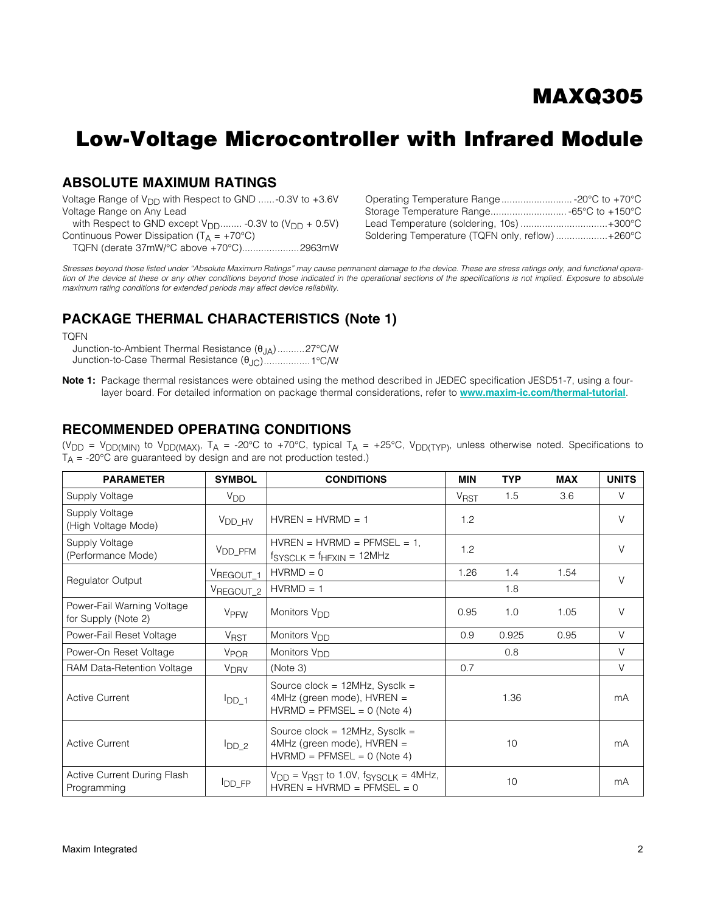# MAXQ305

# Low-Voltage Microcontroller with Infrared Module

## ABSOLUTE MAXIMUM RATINGS

Voltage Range of $V_{DD}$ with Respect to GND ......-0.3V to +3.6V
Voltage Range on Any Lead
with Respect to GND except $V_{DD}$........ -0.3V to ($V_{DD}$ + 0.5V)
Continuous Power Dissipation ($T_A$ = +70°C)
TQFN (derate 37mW/°C above +70°C).....................2963mW

Operating Temperature Range..........................-20°C to +70°C
Storage Temperature Range............................-65°C to +150°C
Lead Temperature (soldering, 10s) ................................+300°C
Soldering Temperature (TQFN only, reflow) ...................+260°C

*Stresses beyond those listed under "Absolute Maximum Ratings" may cause permanent damage to the device. These are stress ratings only, and functional operation of the device at these or any other conditions beyond those indicated in the operational sections of the specifications is not implied. Exposure to absolute maximum rating conditions for extended periods may affect device reliability.*

## PACKAGE THERMAL CHARACTERISTICS (Note 1)

TQFN
Junction-to-Ambient Thermal Resistance ($\theta_{JA}$)..........27°C/W
Junction-to-Case Thermal Resistance ($\theta_{JC}$).................1°C/W

**Note 1:** Package thermal resistances were obtained using the method described in JEDEC specification JESD51-7, using a four-layer board. For detailed information on package thermal considerations, refer to **www.maxim-ic.com/thermal-tutorial**.

## RECOMMENDED OPERATING CONDITIONS

($V_{DD}$ = $V_{DD(MIN)}$ to $V_{DD(MAX)}$, $T_A$ = -20°C to +70°C, typical $T_A$ = +25°C, $V_{DD(TYP)}$, unless otherwise noted. Specifications to $T_A$ = -20°C are guaranteed by design and are not production tested.)

| PARAMETER | SYMBOL | CONDITIONS | MIN | TYP | MAX | UNITS |
|---|---|---|---|---|---|---|
| Supply Voltage | $V_{DD}$ | | $V_{RST}$ | 1.5 | 3.6 | V |
| Supply Voltage (High Voltage Mode) | $V_{DD\_HV}$ | HVREN = HVRMD = 1 | 1.2 | | | V |
| Supply Voltage (Performance Mode) | $V_{DD\_PFM}$ | HVREN = HVRMD = PFMSEL = 1, $f_{SYSCLK}$ = $f_{HFXIN}$ = 12MHz | 1.2 | | | V |
| Regulator Output | $V_{REGOUT\_1}$ | HVRMD = 0 | 1.26 | 1.4 | 1.54 | V |
| | $V_{REGOUT\_2}$ | HVRMD = 1 | | 1.8 | | |
| Power-Fail Warning Voltage for Supply (Note 2) | $V_{PFW}$ | Monitors $V_{DD}$ | 0.95 | 1.0 | 1.05 | V |
| Power-Fail Reset Voltage | $V_{RST}$ | Monitors $V_{DD}$ | 0.9 | 0.925 | 0.95 | V |
| Power-On Reset Voltage | $V_{POR}$ | Monitors $V_{DD}$ | | 0.8 | | V |
| RAM Data-Retention Voltage | $V_{DRV}$ | (Note 3) | 0.7 | | | V |
| Active Current | $I_{DD\_1}$ | Source clock = 12MHz, Sysclk = 4MHz (green mode), HVREN = HVRMD = PFMSEL = 0 (Note 4) | | 1.36 | | mA |
| Active Current | $I_{DD\_2}$ | Source clock = 12MHz, Sysclk = 4MHz (green mode), HVREN = HVRMD = PFMSEL = 0 (Note 4) | | 10 | | mA |
| Active Current During Flash Programming | $I_{DD\_FP}$ | $V_{DD}$ = $V_{RST}$ to 1.0V, $f_{SYSCLK}$ = 4MHz, HVREN = HVRMD = PFMSEL = 0 | | 10 | | mA |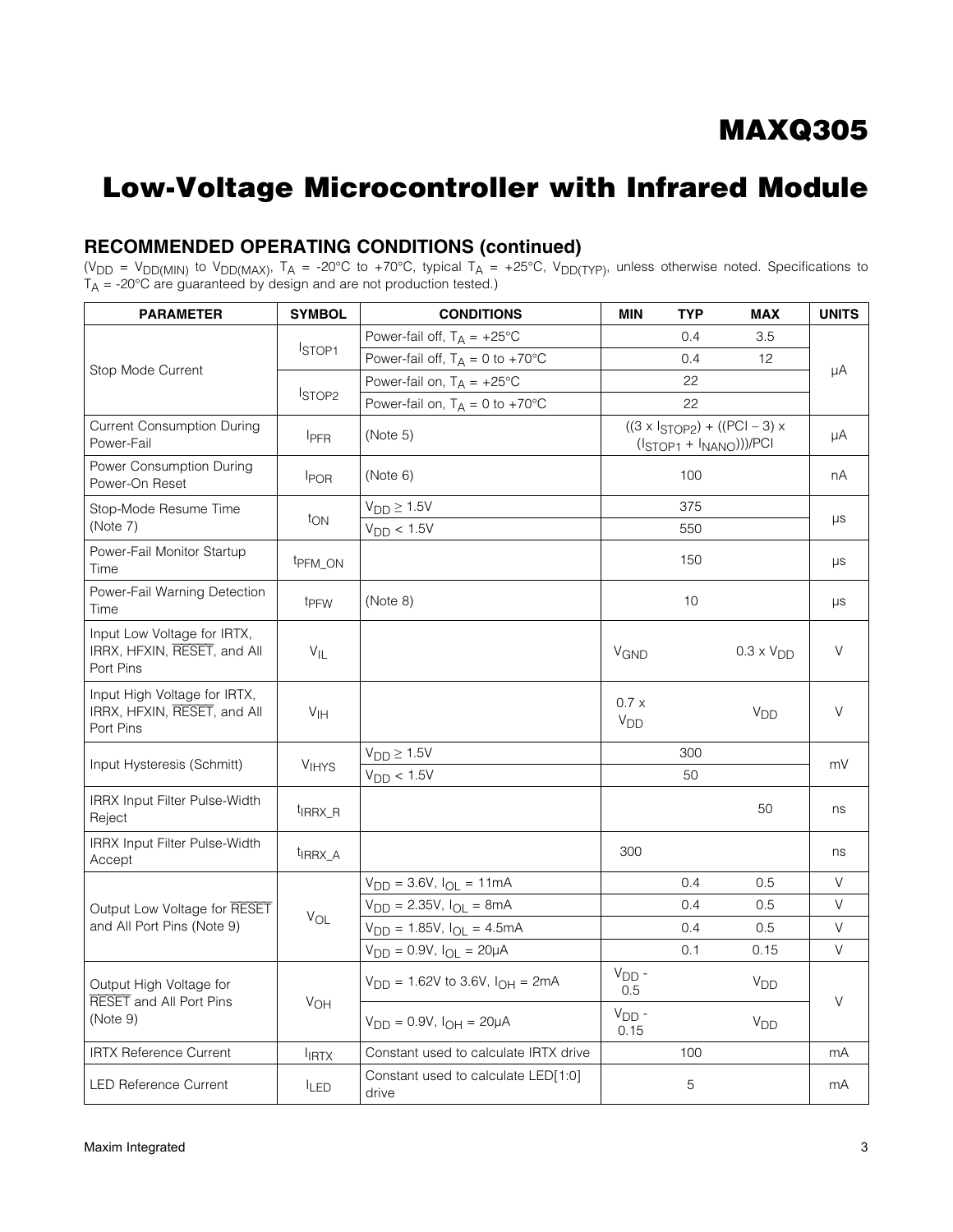## RECOMMENDED OPERATING CONDITIONS (continued)

($V_{DD}$ = $V_{DD(MIN)}$ to $V_{DD(MAX)}$, $T_A$ = -20°C to +70°C, typical $T_A$ = +25°C, $V_{DD(TYP)}$, unless otherwise noted. Specifications to $T_A$ = -20°C are guaranteed by design and are not production tested.)

| PARAMETER | SYMBOL | CONDITIONS | MIN | TYP | MAX | UNITS |
|---|---|---|---|---|---|---|
| Stop Mode Current | $I_{STOP1}$ | Power-fail off, $T_A$ = +25°C | | 0.4 | 3.5 | µA |
| | | Power-fail off, $T_A$ = 0 to +70°C | | 0.4 | 12 | |
| | $I_{STOP2}$ | Power-fail on, $T_A$ = +25°C | | 22 | | |
| | | Power-fail on, $T_A$ = 0 to +70°C | | 22 | | |
| Current Consumption During Power-Fail | $I_{PFR}$ | (Note 5) | | $((3 \times I_{STOP2}) + ((PCI - 3) \times (I_{STOP1} + I_{NANO})))/PCI$ | | µA |
| Power Consumption During Power-On Reset | $I_{POR}$ | (Note 6) | | 100 | | nA |
| Stop-Mode Resume Time (Note 7) | $t_{ON}$ | $V_{DD} \geq 1.5V$ | | 375 | | µs |
| | | $V_{DD} < 1.5V$ | | 550 | | |
| Power-Fail Monitor Startup Time | $t_{PFM\_ON}$ | | | 150 | | µs |
| Power-Fail Warning Detection Time | $t_{PFW}$ | (Note 8) | | 10 | | µs |
| Input Low Voltage for IRTX, IRRX, HFXIN, $\overline{RESET}$, and All Port Pins | $V_{IL}$ | | $V_{GND}$ | | $0.3 \times V_{DD}$ | V |
| Input High Voltage for IRTX, IRRX, HFXIN, $\overline{RESET}$, and All Port Pins | $V_{IH}$ | | $0.7 \times V_{DD}$ | | $V_{DD}$ | V |
| Input Hysteresis (Schmitt) | $V_{IHYS}$ | $V_{DD} \geq 1.5V$ | | 300 | | mV |
| | | $V_{DD} < 1.5V$ | | 50 | | |
| IRRX Input Filter Pulse-Width Reject | $t_{IRRX\_R}$ | | | | 50 | ns |
| IRRX Input Filter Pulse-Width Accept | $t_{IRRX\_A}$ | | 300 | | | ns |
| Output Low Voltage for $\overline{RESET}$ and All Port Pins (Note 9) | $V_{OL}$ | $V_{DD}$ = 3.6V, $I_{OL}$ = 11mA | | 0.4 | 0.5 | V |
| | | $V_{DD}$ = 2.35V, $I_{OL}$ = 8mA | | 0.4 | 0.5 | V |
| | | $V_{DD}$ = 1.85V, $I_{OL}$ = 4.5mA | | 0.4 | 0.5 | V |
| | | $V_{DD}$ = 0.9V, $I_{OL}$ = 20µA | | 0.1 | 0.15 | V |
| Output High Voltage for $\overline{RESET}$ and All Port Pins (Note 9) | $V_{OH}$ | $V_{DD}$ = 1.62V to 3.6V, $I_{OH}$ = 2mA | $V_{DD}$ - 0.5 | | $V_{DD}$ | V |
| | | $V_{DD}$ = 0.9V, $I_{OH}$ = 20µA | $V_{DD}$ - 0.15 | | $V_{DD}$ | |
| IRTX Reference Current | $I_{IRTX}$ | Constant used to calculate IRTX drive | | 100 | | mA |
| LED Reference Current | $I_{LED}$ | Constant used to calculate LED[1:0] drive | | 5 | | mA |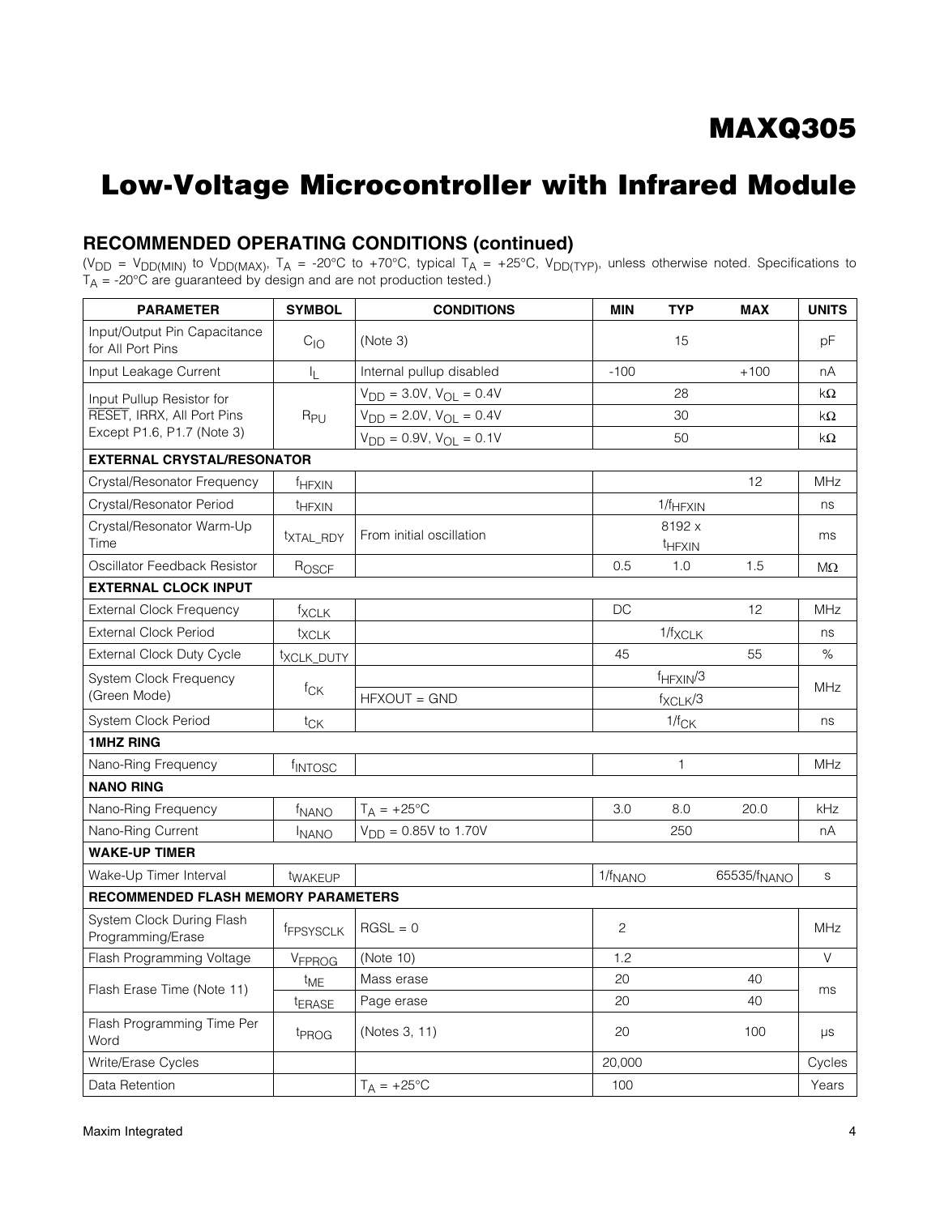## RECOMMENDED OPERATING CONDITIONS (continued)

($V_{DD}$ = $V_{DD(MIN)}$ to $V_{DD(MAX)}$, $T_A$ = -20°C to +70°C, typical $T_A$ = +25°C, $V_{DD(TYP)}$, unless otherwise noted. Specifications to $T_A$ = -20°C are guaranteed by design and are not production tested.)

| PARAMETER | SYMBOL | CONDITIONS | MIN | TYP | MAX | UNITS |
|---|---|---|---|---|---|---|
| Input/Output Pin Capacitance for All Port Pins | $C_{IO}$ | (Note 3) | | 15 | | pF |
| Input Leakage Current | $I_L$ | Internal pullup disabled | -100 | | +100 | nA |
| Input Pullup Resistor for RESET, IRRX, All Port Pins Except P1.6, P1.7 (Note 3) | $R_{PU}$ | $V_{DD}$ = 3.0V, $V_{OL}$ = 0.4V | | 28 | | kΩ |
| | | $V_{DD}$ = 2.0V, $V_{OL}$ = 0.4V | | 30 | | kΩ |
| | | $V_{DD}$ = 0.9V, $V_{OL}$ = 0.1V | | 50 | | kΩ |
| **EXTERNAL CRYSTAL/RESONATOR** | | | | | | |
| Crystal/Resonator Frequency | $f_{HFXIN}$ | | | | 12 | MHz |
| Crystal/Resonator Period | $t_{HFXIN}$ | | | $1/f_{HFXIN}$ | | ns |
| Crystal/Resonator Warm-Up Time | $t_{XTAL\_RDY}$ | From initial oscillation | | 8192 x $t_{HFXIN}$ | | ms |
| Oscillator Feedback Resistor | $R_{OSCF}$ | | 0.5 | 1.0 | 1.5 | MΩ |
| **EXTERNAL CLOCK INPUT** | | | | | | |
| External Clock Frequency | $f_{XCLK}$ | | DC | | 12 | MHz |
| External Clock Period | $t_{XCLK}$ | | | $1/f_{XCLK}$ | | ns |
| External Clock Duty Cycle | $t_{XCLK\_DUTY}$ | | 45 | | 55 | % |
| System Clock Frequency (Green Mode) | $f_{CK}$ | | | $f_{HFXIN}/3$ | | MHz |
| | | HFXOUT = GND | | $f_{XCLK}/3$ | | |
| System Clock Period | $t_{CK}$ | | | $1/f_{CK}$ | | ns |
| **1MHZ RING** | | | | | | |
| Nano-Ring Frequency | $f_{INTOSC}$ | | | 1 | | MHz |
| **NANO RING** | | | | | | |
| Nano-Ring Frequency | $f_{NANO}$ | $T_A$ = +25°C | 3.0 | 8.0 | 20.0 | kHz |
| Nano-Ring Current | $I_{NANO}$ | $V_{DD}$ = 0.85V to 1.70V | | 250 | | nA |
| **WAKE-UP TIMER** | | | | | | |
| Wake-Up Timer Interval | $t_{WAKEUP}$ | | $1/f_{NANO}$ | | $65535/f_{NANO}$ | s |
| **RECOMMENDED FLASH MEMORY PARAMETERS** | | | | | | |
| System Clock During Flash Programming/Erase | $f_{FPSYSCLK}$ | RGSL = 0 | 2 | | | MHz |
| Flash Programming Voltage | $V_{FPROG}$ | (Note 10) | 1.2 | | | V |
| Flash Erase Time (Note 11) | $t_{ME}$ | Mass erase | 20 | | 40 | ms |
| | $t_{ERASE}$ | Page erase | 20 | | 40 | |
| Flash Programming Time Per Word | $t_{PROG}$ | (Notes 3, 11) | 20 | | 100 | µs |
| Write/Erase Cycles | | | 20,000 | | | Cycles |
| Data Retention | | $T_A$ = +25°C | 100 | | | Years |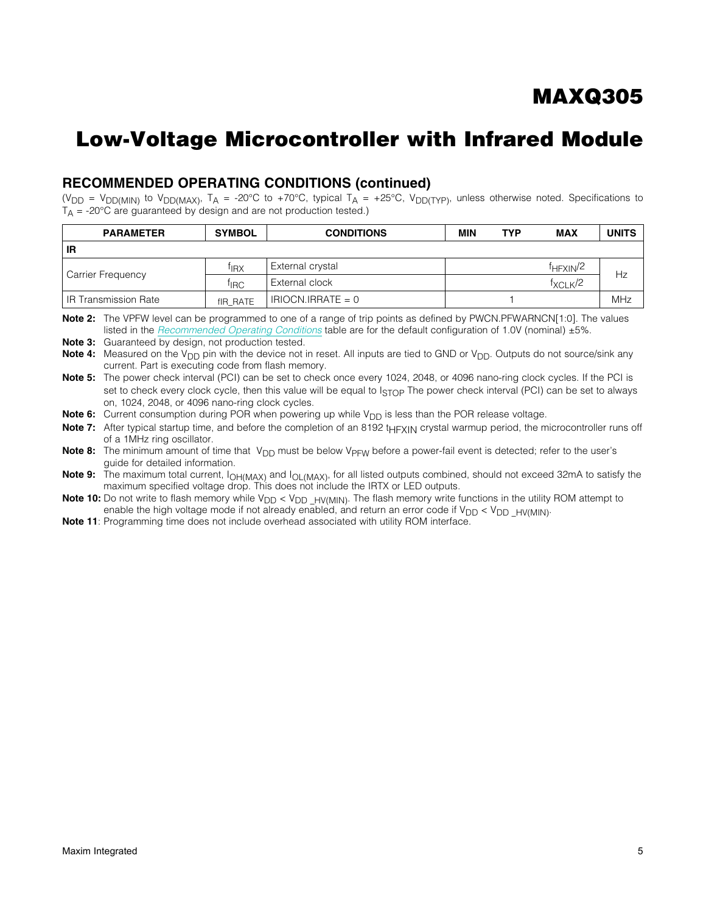## RECOMMENDED OPERATING CONDITIONS (continued)

($V_{DD}$ = $V_{DD(MIN)}$ to $V_{DD(MAX)}$, $T_A$ = -20°C to +70°C, typical $T_A$ = +25°C, $V_{DD(TYP)}$, unless otherwise noted. Specifications to $T_A$ = -20°C are guaranteed by design and are not production tested.)

| PARAMETER | SYMBOL | CONDITIONS | MIN | TYP | MAX | UNITS |
|---|---|---|---|---|---|---|
| **IR** | | | | | | |
| Carrier Frequency | $f_{IRX}$ | External crystal | | | $f_{HFXIN}/2$ | Hz |
| | $f_{IRC}$ | External clock | | | $f_{XCLK}/2$ | |
| IR Transmission Rate | fIR_RATE | IRIOCN.IRRATE = 0 | | 1 | | MHz |

**Note 2:** The VPFW level can be programmed to one of a range of trip points as defined by PWCN.PFWARNCN[1:0]. The values listed in the *Recommended Operating Conditions* table are for the default configuration of 1.0V (nominal) ±5%.

**Note 3:** Guaranteed by design, not production tested.

**Note 4:** Measured on the $V_{DD}$ pin with the device not in reset. All inputs are tied to GND or $V_{DD}$. Outputs do not source/sink any current. Part is executing code from flash memory.

**Note 5:** The power check interval (PCI) can be set to check once every 1024, 2048, or 4096 nano-ring clock cycles. If the PCI is set to check every clock cycle, then this value will be equal to $I_{STOP}$ The power check interval (PCI) can be set to always on, 1024, 2048, or 4096 nano-ring clock cycles.

**Note 6:** Current consumption during POR when powering up while $V_{DD}$ is less than the POR release voltage.

**Note 7:** After typical startup time, and before the completion of an 8192 $t_{HFXIN}$ crystal warmup period, the microcontroller runs off of a 1MHz ring oscillator.

**Note 8:** The minimum amount of time that $V_{DD}$ must be below $V_{PFW}$ before a power-fail event is detected; refer to the user's guide for detailed information.

**Note 9:** The maximum total current, $I_{OH(MAX)}$ and $I_{OL(MAX)}$, for all listed outputs combined, should not exceed 32mA to satisfy the maximum specified voltage drop. This does not include the IRTX or LED outputs.

**Note 10:** Do not write to flash memory while $V_{DD}$ < $V_{DD\_HV(MIN)}$. The flash memory write functions in the utility ROM attempt to enable the high voltage mode if not already enabled, and return an error code if $V_{DD}$ < $V_{DD\_HV(MIN)}$.

**Note 11**: Programming time does not include overhead associated with utility ROM interface.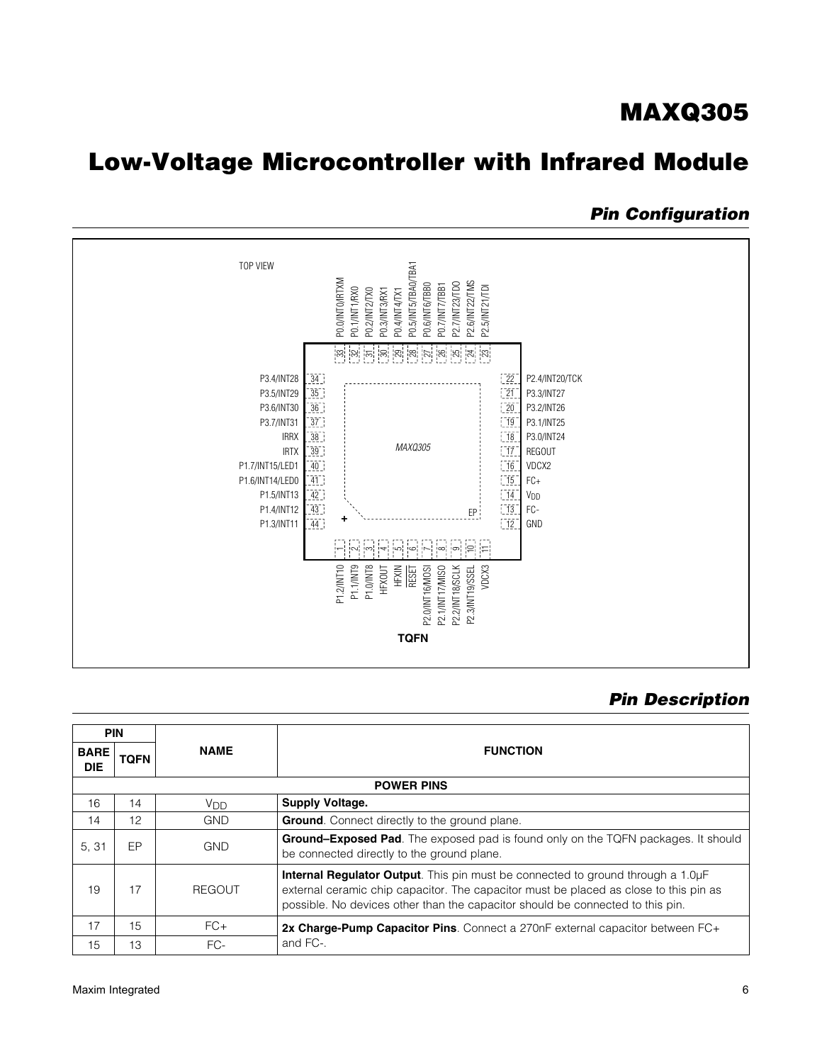## Pin Configuration

TOP VIEW

| Pin | Name |
|---|---|
| 1 | P1.2/INT10 |
| 2 | P1.1/INT9 |
| 3 | P1.0/INT8 |
| 4 | HFXOUT |
| 5 | HFXIN |
| 6 | RESET |
| 7 | P2.0/INT16/MOSI |
| 8 | P2.1/INT17/MISO |
| 9 | P2.2/INT18/SCLK |
| 10 | P2.3/INT19/SSEL |
| 11 | VDCX3 |
| 12 | GND |
| 13 | FC- |
| 14 | $V_{DD}$ |
| 15 | FC+ |
| 16 | VDCX2 |
| 17 | REGOUT |
| 18 | P3.0/INT24 |
| 19 | P3.1/INT25 |
| 20 | P3.2/INT26 |
| 21 | P3.3/INT27 |
| 22 | P2.4/INT20/TCK |
| 23 | P2.5/INT21/TDI |
| 24 | P2.6/INT22/TMS |
| 25 | P2.7/INT23/TDO |
| 26 | P0.7/INT7/TBB1 |
| 27 | P0.6/INT6/TBB0 |
| 28 | P0.5/INT5/TBA0/TBA1 |
| 29 | P0.4/INT4/TX1 |
| 30 | P0.3/INT3/RX1 |
| 31 | P0.2/INT2/TX0 |
| 32 | P0.1/INT1/RX0 |
| 33 | P0.0/INT0/RTXM |
| 34 | P3.4/INT28 |
| 35 | P3.5/INT29 |
| 36 | P3.6/INT30 |
| 37 | P3.7/INT31 |
| 38 | IRRX |
| 39 | IRTX |
| 40 | P1.7/INT15/LED1 |
| 41 | P1.6/INT14/LED0 |
| 42 | P1.5/INT13 |
| 43 | P1.4/INT12 |
| 44 | P1.3/INT11 |
| EP | EP |

MAXQ305

TQFN

## Pin Description

| PIN | | NAME | FUNCTION |
|---|---|---|---|
| BARE DIE | TQFN | | |
| **POWER PINS** | | | |
| 16 | 14 | $V_{DD}$ | **Supply Voltage.** |
| 14 | 12 | GND | **Ground**. Connect directly to the ground plane. |
| 5, 31 | EP | GND | **Ground–Exposed Pad**. The exposed pad is found only on the TQFN packages. It should be connected directly to the ground plane. |
| 19 | 17 | REGOUT | **Internal Regulator Output**. This pin must be connected to ground through a 1.0µF external ceramic chip capacitor. The capacitor must be placed as close to this pin as possible. No devices other than the capacitor should be connected to this pin. |
| 17 | 15 | FC+ | **2x Charge-Pump Capacitor Pins**. Connect a 270nF external capacitor between FC+ and FC-. |
| 15 | 13 | FC- | |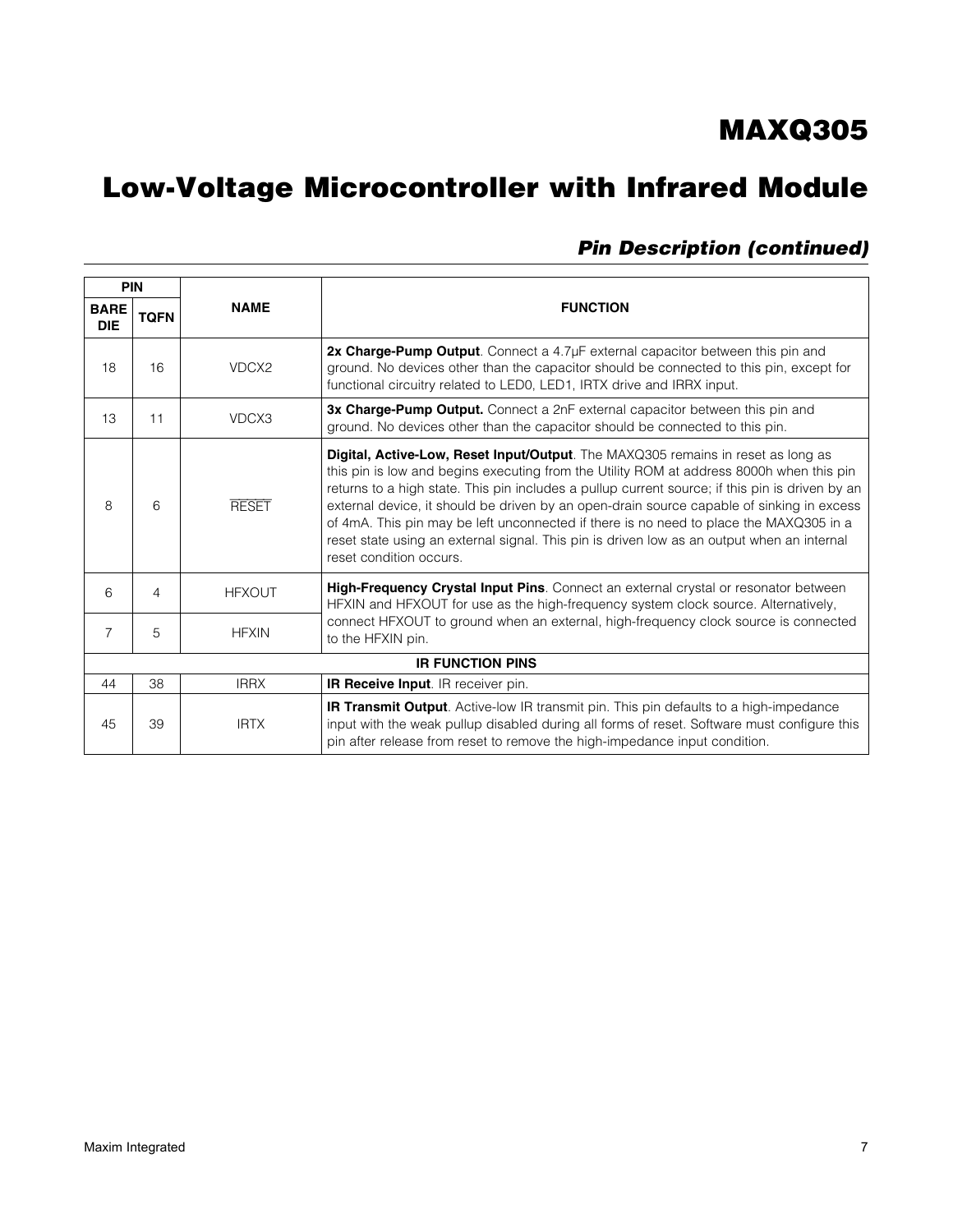## Pin Description (continued)

| PIN | | NAME | FUNCTION |
|---|---|---|---|
| BARE DIE | TQFN | | |
| 18 | 16 | VDCX2 | **2x Charge-Pump Output**. Connect a 4.7µF external capacitor between this pin and ground. No devices other than the capacitor should be connected to this pin, except for functional circuitry related to LED0, LED1, IRTX drive and IRRX input. |
| 13 | 11 | VDCX3 | **3x Charge-Pump Output.** Connect a 2nF external capacitor between this pin and ground. No devices other than the capacitor should be connected to this pin. |
| 8 | 6 | $\overline{\text{RESET}}$ | **Digital, Active-Low, Reset Input/Output**. The MAXQ305 remains in reset as long as this pin is low and begins executing from the Utility ROM at address 8000h when this pin returns to a high state. This pin includes a pullup current source; if this pin is driven by an external device, it should be driven by an open-drain source capable of sinking in excess of 4mA. This pin may be left unconnected if there is no need to place the MAXQ305 in a reset state using an external signal. This pin is driven low as an output when an internal reset condition occurs. |
| 6 | 4 | HFXOUT | **High-Frequency Crystal Input Pins**. Connect an external crystal or resonator between HFXIN and HFXOUT for use as the high-frequency system clock source. Alternatively, connect HFXOUT to ground when an external, high-frequency clock source is connected to the HFXIN pin. |
| 7 | 5 | HFXIN | |
| **IR FUNCTION PINS** | | | |
| 44 | 38 | IRRX | **IR Receive Input**. IR receiver pin. |
| 45 | 39 | IRTX | **IR Transmit Output**. Active-low IR transmit pin. This pin defaults to a high-impedance input with the weak pullup disabled during all forms of reset. Software must configure this pin after release from reset to remove the high-impedance input condition. |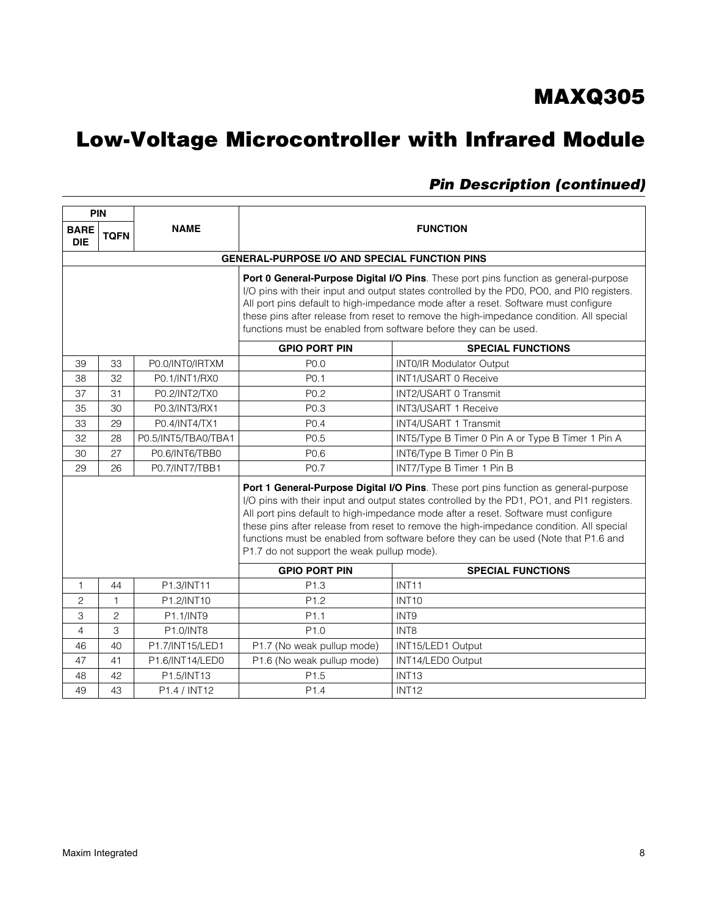## Pin Description (continued)

| PIN | | NAME | FUNCTION | |
|---|---|---|---|---|
| BARE DIE | TQFN | | | |
| **GENERAL-PURPOSE I/O AND SPECIAL FUNCTION PINS** | | | | |
| | | | **Port 0 General-Purpose Digital I/O Pins**. These port pins function as general-purpose I/O pins with their input and output states controlled by the PD0, PO0, and PI0 registers. All port pins default to high-impedance mode after a reset. Software must configure these pins after release from reset to remove the high-impedance condition. All special functions must be enabled from software before they can be used. | |
| | | | **GPIO PORT PIN** | **SPECIAL FUNCTIONS** |
| 39 | 33 | P0.0/INT0/IRTXM | P0.0 | INT0/IR Modulator Output |
| 38 | 32 | P0.1/INT1/RX0 | P0.1 | INT1/USART 0 Receive |
| 37 | 31 | P0.2/INT2/TX0 | P0.2 | INT2/USART 0 Transmit |
| 35 | 30 | P0.3/INT3/RX1 | P0.3 | INT3/USART 1 Receive |
| 33 | 29 | P0.4/INT4/TX1 | P0.4 | INT4/USART 1 Transmit |
| 32 | 28 | P0.5/INT5/TBA0/TBA1 | P0.5 | INT5/Type B Timer 0 Pin A or Type B Timer 1 Pin A |
| 30 | 27 | P0.6/INT6/TBB0 | P0.6 | INT6/Type B Timer 0 Pin B |
| 29 | 26 | P0.7/INT7/TBB1 | P0.7 | INT7/Type B Timer 1 Pin B |
| | | | **Port 1 General-Purpose Digital I/O Pins**. These port pins function as general-purpose I/O pins with their input and output states controlled by the PD1, PO1, and PI1 registers. All port pins default to high-impedance mode after a reset. Software must configure these pins after release from reset to remove the high-impedance condition. All special functions must be enabled from software before they can be used (Note that P1.6 and P1.7 do not support the weak pullup mode). | |
| | | | **GPIO PORT PIN** | **SPECIAL FUNCTIONS** |
| 1 | 44 | P1.3/INT11 | P1.3 | INT11 |
| 2 | 1 | P1.2/INT10 | P1.2 | INT10 |
| 3 | 2 | P1.1/INT9 | P1.1 | INT9 |
| 4 | 3 | P1.0/INT8 | P1.0 | INT8 |
| 46 | 40 | P1.7/INT15/LED1 | P1.7 (No weak pullup mode) | INT15/LED1 Output |
| 47 | 41 | P1.6/INT14/LED0 | P1.6 (No weak pullup mode) | INT14/LED0 Output |
| 48 | 42 | P1.5/INT13 | P1.5 | INT13 |
| 49 | 43 | P1.4 / INT12 | P1.4 | INT12 |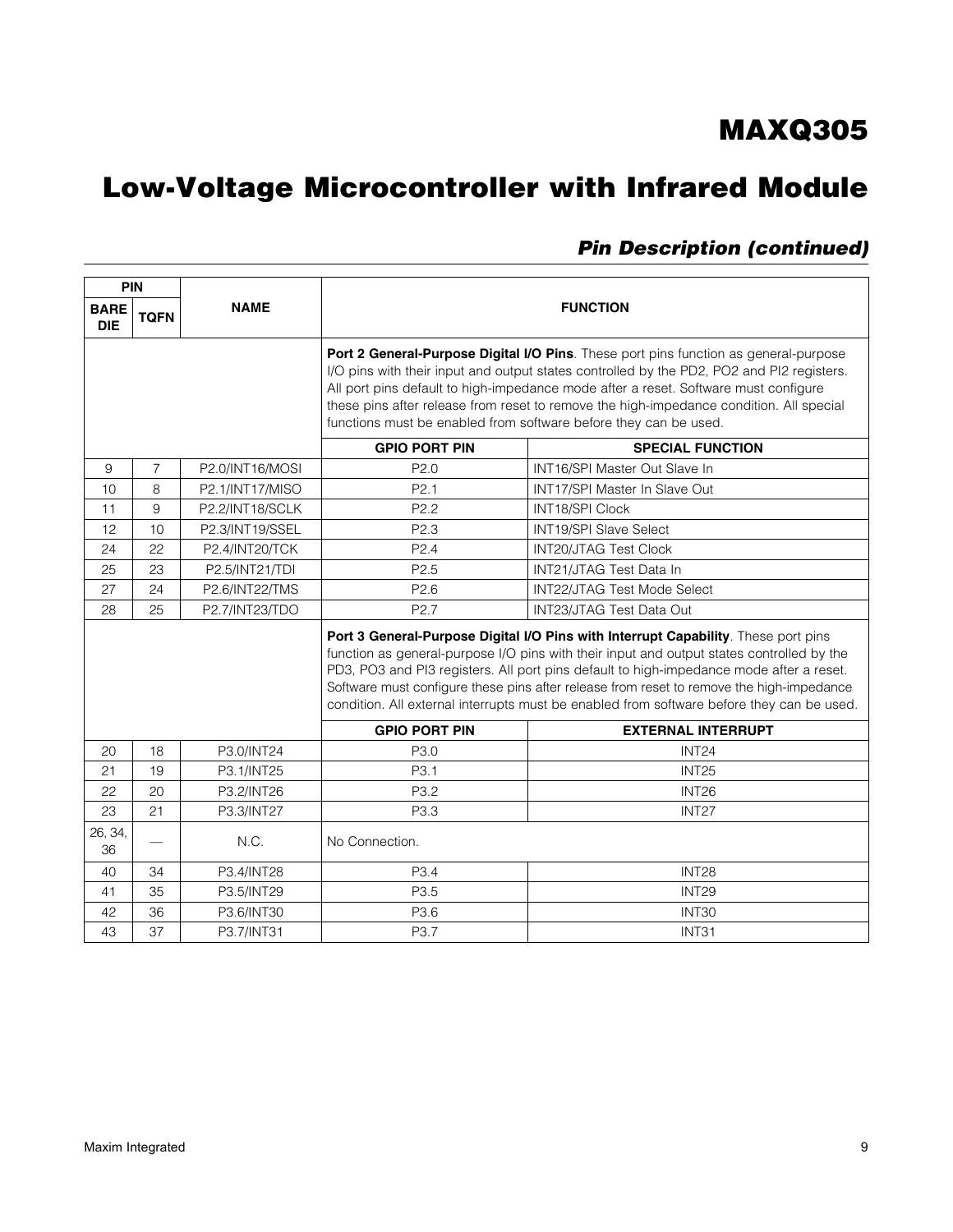## Pin Description (continued)

| PIN | | NAME | FUNCTION | |
|---|---|---|---|---|
| BARE DIE | TQFN | | | |
| | | | **Port 2 General-Purpose Digital I/O Pins**. These port pins function as general-purpose I/O pins with their input and output states controlled by the PD2, PO2 and PI2 registers. All port pins default to high-impedance mode after a reset. Software must configure these pins after release from reset to remove the high-impedance condition. All special functions must be enabled from software before they can be used. | |
| | | | **GPIO PORT PIN** | **SPECIAL FUNCTION** |
| 9 | 7 | P2.0/INT16/MOSI | P2.0 | INT16/SPI Master Out Slave In |
| 10 | 8 | P2.1/INT17/MISO | P2.1 | INT17/SPI Master In Slave Out |
| 11 | 9 | P2.2/INT18/SCLK | P2.2 | INT18/SPI Clock |
| 12 | 10 | P2.3/INT19/SSEL | P2.3 | INT19/SPI Slave Select |
| 24 | 22 | P2.4/INT20/TCK | P2.4 | INT20/JTAG Test Clock |
| 25 | 23 | P2.5/INT21/TDI | P2.5 | INT21/JTAG Test Data In |
| 27 | 24 | P2.6/INT22/TMS | P2.6 | INT22/JTAG Test Mode Select |
| 28 | 25 | P2.7/INT23/TDO | P2.7 | INT23/JTAG Test Data Out |
| | | | **Port 3 General-Purpose Digital I/O Pins with Interrupt Capability**. These port pins function as general-purpose I/O pins with their input and output states controlled by the PD3, PO3 and PI3 registers. All port pins default to high-impedance mode after a reset. Software must configure these pins after release from reset to remove the high-impedance condition. All external interrupts must be enabled from software before they can be used. | |
| | | | **GPIO PORT PIN** | **EXTERNAL INTERRUPT** |
| 20 | 18 | P3.0/INT24 | P3.0 | INT24 |
| 21 | 19 | P3.1/INT25 | P3.1 | INT25 |
| 22 | 20 | P3.2/INT26 | P3.2 | INT26 |
| 23 | 21 | P3.3/INT27 | P3.3 | INT27 |
| 26, 34, 36 | — | N.C. | No Connection. | |
| 40 | 34 | P3.4/INT28 | P3.4 | INT28 |
| 41 | 35 | P3.5/INT29 | P3.5 | INT29 |
| 42 | 36 | P3.6/INT30 | P3.6 | INT30 |
| 43 | 37 | P3.7/INT31 | P3.7 | INT31 |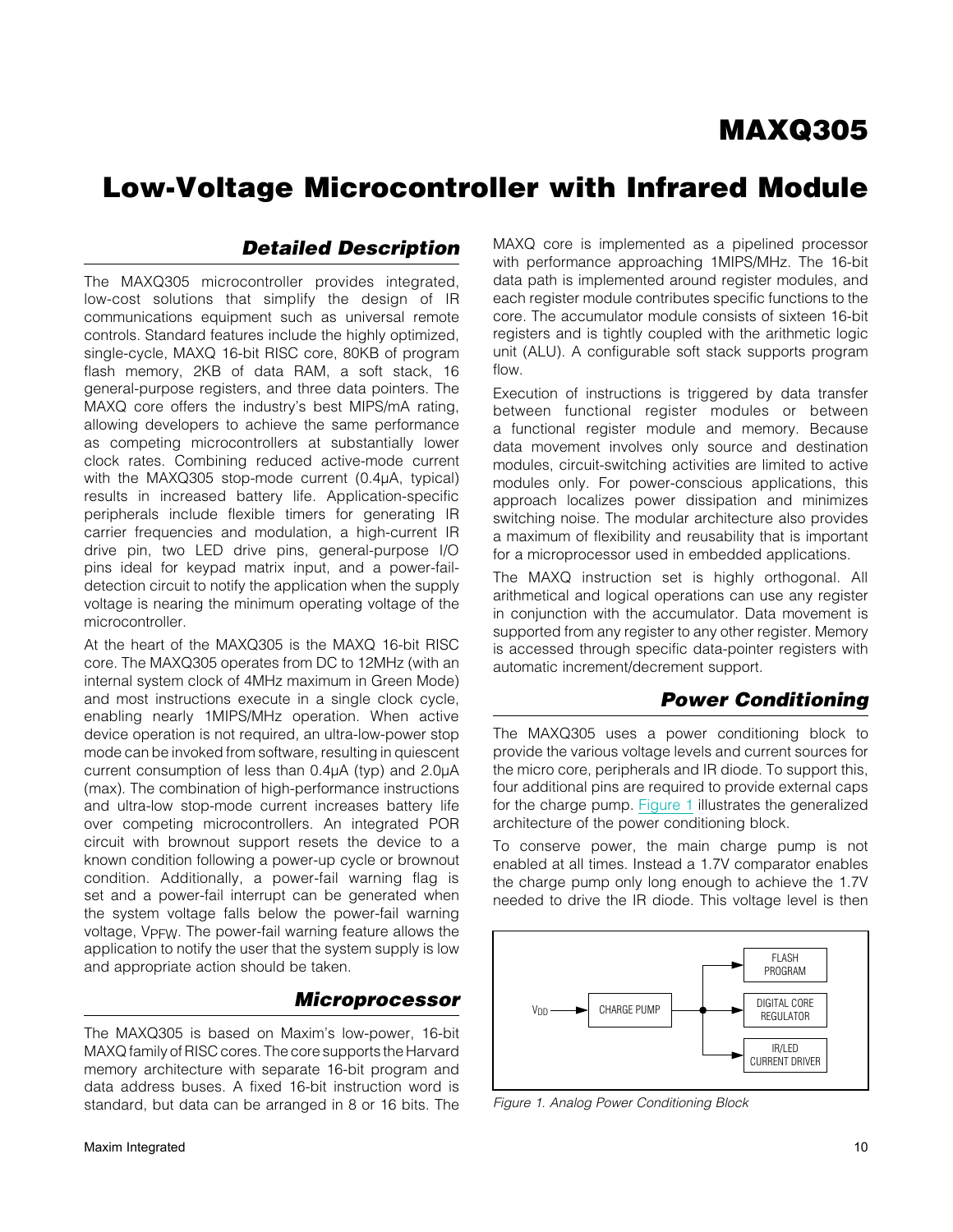# MAXQ305

# Low-Voltage Microcontroller with Infrared Module

## Detailed Description

The MAXQ305 microcontroller provides integrated, low-cost solutions that simplify the design of IR communications equipment such as universal remote controls. Standard features include the highly optimized, single-cycle, MAXQ 16-bit RISC core, 80KB of program flash memory, 2KB of data RAM, a soft stack, 16 general-purpose registers, and three data pointers. The MAXQ core offers the industry's best MIPS/mA rating, allowing developers to achieve the same performance as competing microcontrollers at substantially lower clock rates. Combining reduced active-mode current with the MAXQ305 stop-mode current (0.4µA, typical) results in increased battery life. Application-specific peripherals include flexible timers for generating IR carrier frequencies and modulation, a high-current IR drive pin, two LED drive pins, general-purpose I/O pins ideal for keypad matrix input, and a power-fail-detection circuit to notify the application when the supply voltage is nearing the minimum operating voltage of the microcontroller.

At the heart of the MAXQ305 is the MAXQ 16-bit RISC core. The MAXQ305 operates from DC to 12MHz (with an internal system clock of 4MHz maximum in Green Mode) and most instructions execute in a single clock cycle, enabling nearly 1MIPS/MHz operation. When active device operation is not required, an ultra-low-power stop mode can be invoked from software, resulting in quiescent current consumption of less than 0.4µA (typ) and 2.0µA (max). The combination of high-performance instructions and ultra-low stop-mode current increases battery life over competing microcontrollers. An integrated POR circuit with brownout support resets the device to a known condition following a power-up cycle or brownout condition. Additionally, a power-fail warning flag is set and a power-fail interrupt can be generated when the system voltage falls below the power-fail warning voltage, $V_{PFW}$. The power-fail warning feature allows the application to notify the user that the system supply is low and appropriate action should be taken.

## Microprocessor

The MAXQ305 is based on Maxim's low-power, 16-bit MAXQ family of RISC cores. The core supports the Harvard memory architecture with separate 16-bit program and data address buses. A fixed 16-bit instruction word is standard, but data can be arranged in 8 or 16 bits. The MAXQ core is implemented as a pipelined processor with performance approaching 1MIPS/MHz. The 16-bit data path is implemented around register modules, and each register module contributes specific functions to the core. The accumulator module consists of sixteen 16-bit registers and is tightly coupled with the arithmetic logic unit (ALU). A configurable soft stack supports program flow.

Execution of instructions is triggered by data transfer between functional register modules or between a functional register module and memory. Because data movement involves only source and destination modules, circuit-switching activities are limited to active modules only. For power-conscious applications, this approach localizes power dissipation and minimizes switching noise. The modular architecture also provides a maximum of flexibility and reusability that is important for a microprocessor used in embedded applications.

The MAXQ instruction set is highly orthogonal. All arithmetical and logical operations can use any register in conjunction with the accumulator. Data movement is supported from any register to any other register. Memory is accessed through specific data-pointer registers with automatic increment/decrement support.

## Power Conditioning

The MAXQ305 uses a power conditioning block to provide the various voltage levels and current sources for the micro core, peripherals and IR diode. To support this, four additional pins are required to provide external caps for the charge pump. Figure 1 illustrates the generalized architecture of the power conditioning block.

To conserve power, the main charge pump is not enabled at all times. Instead a 1.7V comparator enables the charge pump only long enough to achieve the 1.7V needed to drive the IR diode. This voltage level is then

$V_{DD}$ → CHARGE PUMP → FLASH PROGRAM / DIGITAL CORE REGULATOR / IR/LED CURRENT DRIVER

Figure 1. Analog Power Conditioning Block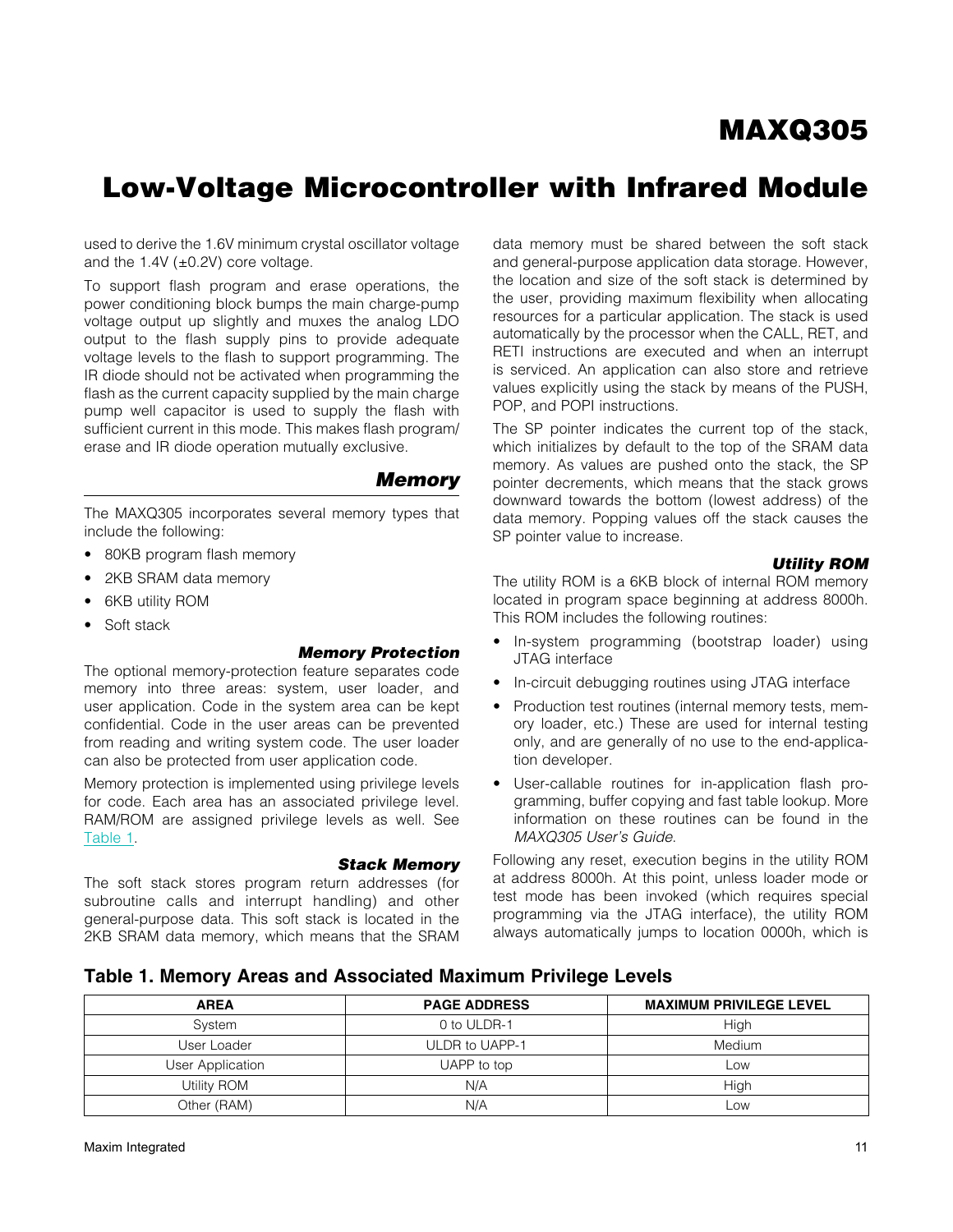used to derive the 1.6V minimum crystal oscillator voltage and the 1.4V (±0.2V) core voltage.

To support flash program and erase operations, the power conditioning block bumps the main charge-pump voltage output up slightly and muxes the analog LDO output to the flash supply pins to provide adequate voltage levels to the flash to support programming. The IR diode should not be activated when programming the flash as the current capacity supplied by the main charge pump well capacitor is used to supply the flash with sufficient current in this mode. This makes flash program/erase and IR diode operation mutually exclusive.

## Memory

The MAXQ305 incorporates several memory types that include the following:

- 80KB program flash memory
- 2KB SRAM data memory
- 6KB utility ROM
- Soft stack

### Memory Protection

The optional memory-protection feature separates code memory into three areas: system, user loader, and user application. Code in the system area can be kept confidential. Code in the user areas can be prevented from reading and writing system code. The user loader can also be protected from user application code.

Memory protection is implemented using privilege levels for code. Each area has an associated privilege level. RAM/ROM are assigned privilege levels as well. See Table 1.

### Stack Memory

The soft stack stores program return addresses (for subroutine calls and interrupt handling) and other general-purpose data. This soft stack is located in the 2KB SRAM data memory, which means that the SRAM data memory must be shared between the soft stack and general-purpose application data storage. However, the location and size of the soft stack is determined by the user, providing maximum flexibility when allocating resources for a particular application. The stack is used automatically by the processor when the CALL, RET, and RETI instructions are executed and when an interrupt is serviced. An application can also store and retrieve values explicitly using the stack by means of the PUSH, POP, and POPI instructions.

The SP pointer indicates the current top of the stack, which initializes by default to the top of the SRAM data memory. As values are pushed onto the stack, the SP pointer decrements, which means that the stack grows downward towards the bottom (lowest address) of the data memory. Popping values off the stack causes the SP pointer value to increase.

### Utility ROM

The utility ROM is a 6KB block of internal ROM memory located in program space beginning at address 8000h. This ROM includes the following routines:

- In-system programming (bootstrap loader) using JTAG interface
- In-circuit debugging routines using JTAG interface
- Production test routines (internal memory tests, memory loader, etc.) These are used for internal testing only, and are generally of no use to the end-application developer.
- User-callable routines for in-application flash programming, buffer copying and fast table lookup. More information on these routines can be found in the *MAXQ305 User's Guide*.

Following any reset, execution begins in the utility ROM at address 8000h. At this point, unless loader mode or test mode has been invoked (which requires special programming via the JTAG interface), the utility ROM always automatically jumps to location 0000h, which is

**Table 1. Memory Areas and Associated Maximum Privilege Levels**

| AREA | PAGE ADDRESS | MAXIMUM PRIVILEGE LEVEL |
| --- | --- | --- |
| System | 0 to ULDR-1 | High |
| User Loader | ULDR to UAPP-1 | Medium |
| User Application | UAPP to top | Low |
| Utility ROM | N/A | High |
| Other (RAM) | N/A | Low |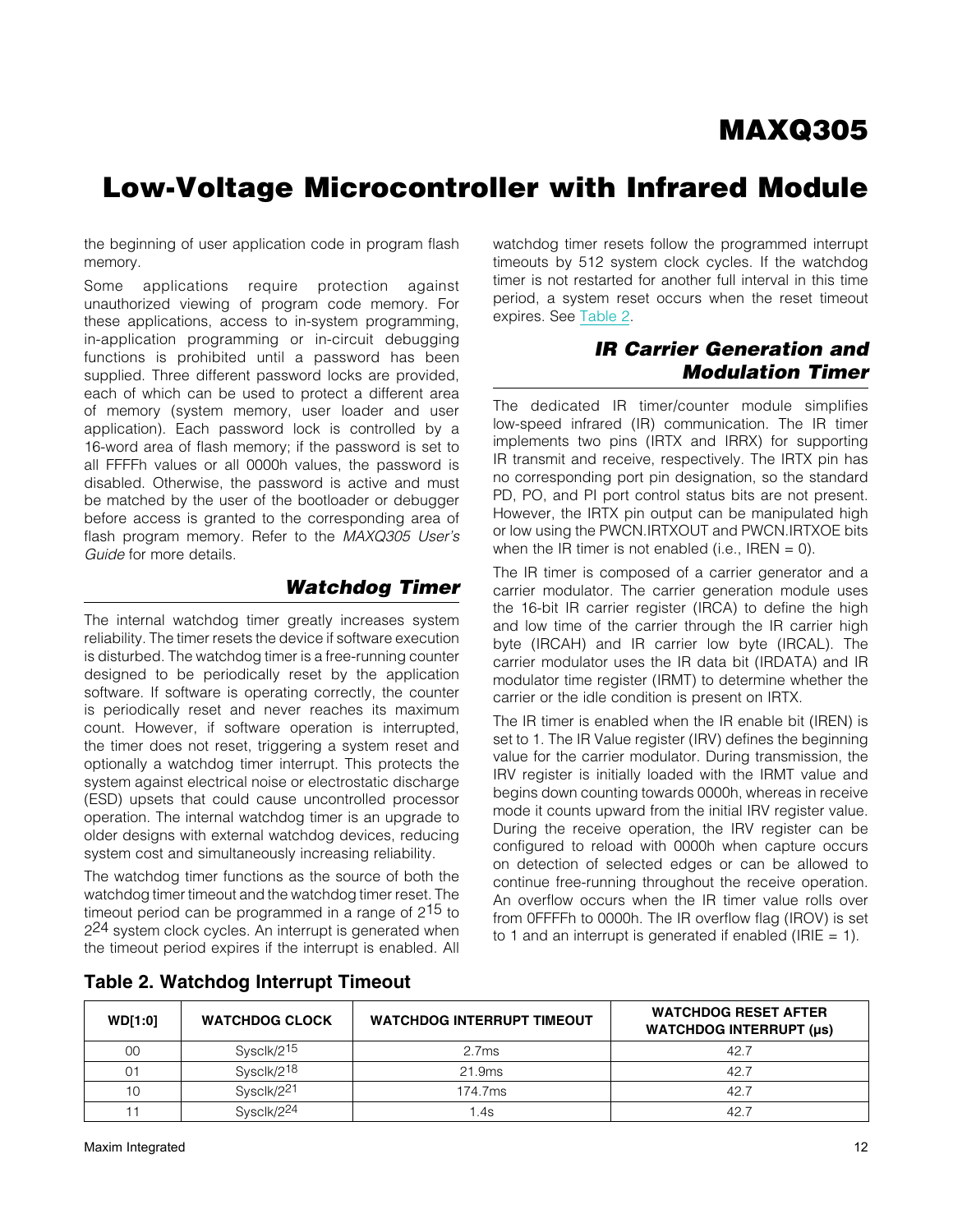the beginning of user application code in program flash memory.

Some applications require protection against unauthorized viewing of program code memory. For these applications, access to in-system programming, in-application programming or in-circuit debugging functions is prohibited until a password has been supplied. Three different password locks are provided, each of which can be used to protect a different area of memory (system memory, user loader and user application). Each password lock is controlled by a 16-word area of flash memory; if the password is set to all FFFFh values or all 0000h values, the password is disabled. Otherwise, the password is active and must be matched by the user of the bootloader or debugger before access is granted to the corresponding area of flash program memory. Refer to the *MAXQ305 User's Guide* for more details.

## Watchdog Timer

The internal watchdog timer greatly increases system reliability. The timer resets the device if software execution is disturbed. The watchdog timer is a free-running counter designed to be periodically reset by the application software. If software is operating correctly, the counter is periodically reset and never reaches its maximum count. However, if software operation is interrupted, the timer does not reset, triggering a system reset and optionally a watchdog timer interrupt. This protects the system against electrical noise or electrostatic discharge (ESD) upsets that could cause uncontrolled processor operation. The internal watchdog timer is an upgrade to older designs with external watchdog devices, reducing system cost and simultaneously increasing reliability.

The watchdog timer functions as the source of both the watchdog timer timeout and the watchdog timer reset. The timeout period can be programmed in a range of $2^{15}$ to $2^{24}$ system clock cycles. An interrupt is generated when the timeout period expires if the interrupt is enabled. All watchdog timer resets follow the programmed interrupt timeouts by 512 system clock cycles. If the watchdog timer is not restarted for another full interval in this time period, a system reset occurs when the reset timeout expires. See Table 2.

## IR Carrier Generation and Modulation Timer

The dedicated IR timer/counter module simplifies low-speed infrared (IR) communication. The IR timer implements two pins (IRTX and IRRX) for supporting IR transmit and receive, respectively. The IRTX pin has no corresponding port pin designation, so the standard PD, PO, and PI port control status bits are not present. However, the IRTX pin output can be manipulated high or low using the PWCN.IRTXOUT and PWCN.IRTXOE bits when the IR timer is not enabled (i.e., IREN = 0).

The IR timer is composed of a carrier generator and a carrier modulator. The carrier generation module uses the 16-bit IR carrier register (IRCA) to define the high and low time of the carrier through the IR carrier high byte (IRCAH) and IR carrier low byte (IRCAL). The carrier modulator uses the IR data bit (IRDATA) and IR modulator time register (IRMT) to determine whether the carrier or the idle condition is present on IRTX.

The IR timer is enabled when the IR enable bit (IREN) is set to 1. The IR Value register (IRV) defines the beginning value for the carrier modulator. During transmission, the IRV register is initially loaded with the IRMT value and begins down counting towards 0000h, whereas in receive mode it counts upward from the initial IRV register value. During the receive operation, the IRV register can be configured to reload with 0000h when capture occurs on detection of selected edges or can be allowed to continue free-running throughout the receive operation. An overflow occurs when the IR timer value rolls over from 0FFFFh to 0000h. The IR overflow flag (IROV) is set to 1 and an interrupt is generated if enabled (IRIE = 1).

**Table 2. Watchdog Interrupt Timeout**

| WD[1:0] | WATCHDOG CLOCK | WATCHDOG INTERRUPT TIMEOUT | WATCHDOG RESET AFTER WATCHDOG INTERRUPT (µs) |
|---|---|---|---|
| 00 | Sysclk/$2^{15}$ | 2.7ms | 42.7 |
| 01 | Sysclk/$2^{18}$ | 21.9ms | 42.7 |
| 10 | Sysclk/$2^{21}$ | 174.7ms | 42.7 |
| 11 | Sysclk/$2^{24}$ | 1.4s | 42.7 |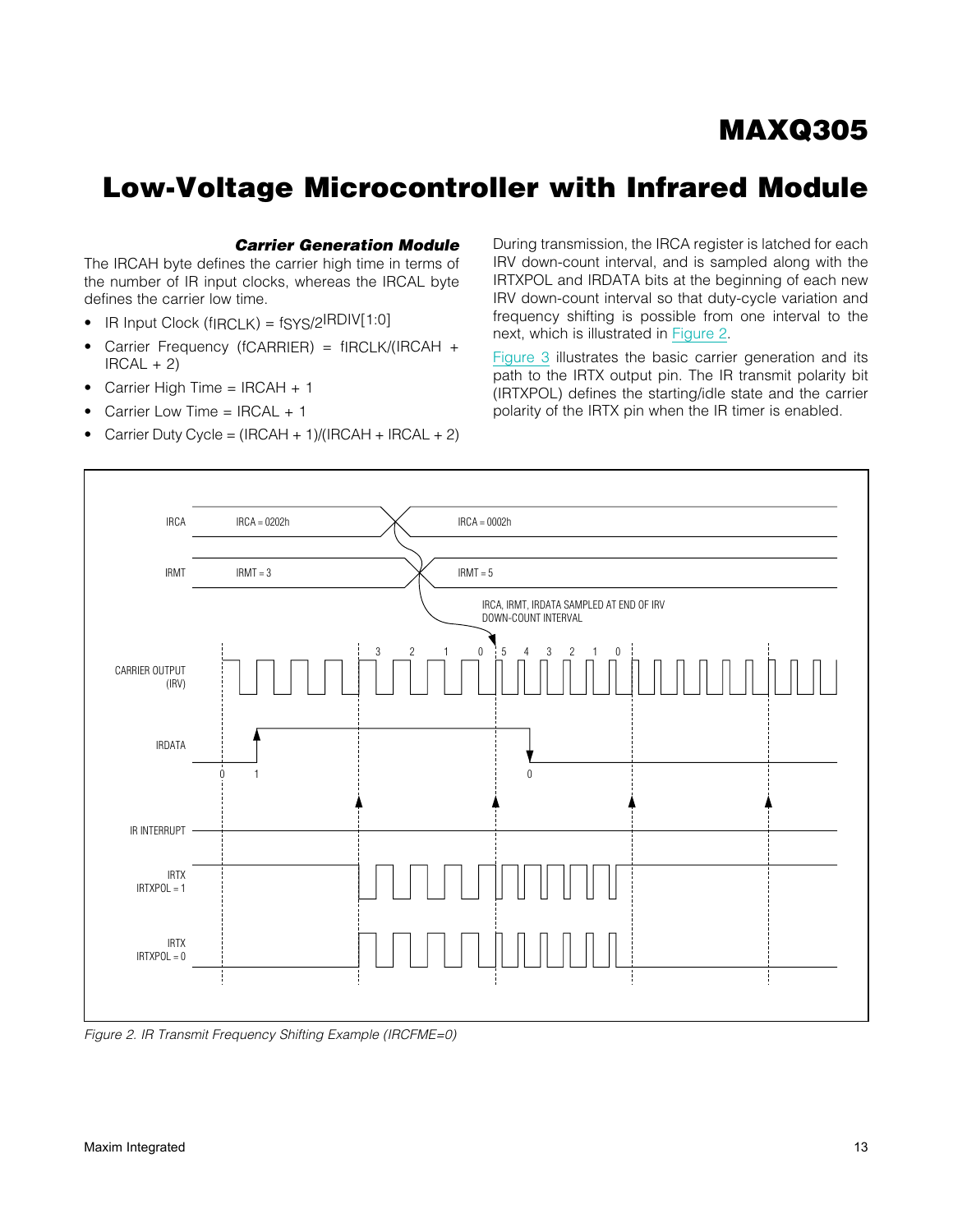### Carrier Generation Module

The IRCAH byte defines the carrier high time in terms of the number of IR input clocks, whereas the IRCAL byte defines the carrier low time.

- IR Input Clock ($f_{IRCLK}$) = $f_{SYS}/2^{IRDIV[1:0]}$
- Carrier Frequency ($f_{CARRIER}$) = $f_{IRCLK}$/(IRCAH + IRCAL + 2)
- Carrier High Time = IRCAH + 1
- Carrier Low Time = IRCAL + 1
- Carrier Duty Cycle = (IRCAH + 1)/(IRCAH + IRCAL + 2)

During transmission, the IRCA register is latched for each IRV down-count interval, and is sampled along with the IRTXPOL and IRDATA bits at the beginning of each new IRV down-count interval so that duty-cycle variation and frequency shifting is possible from one interval to the next, which is illustrated in Figure 2.

Figure 3 illustrates the basic carrier generation and its path to the IRTX output pin. The IR transmit polarity bit (IRTXPOL) defines the starting/idle state and the carrier polarity of the IRTX pin when the IR timer is enabled.

*Figure 2. IR Transmit Frequency Shifting Example (IRCFME=0)*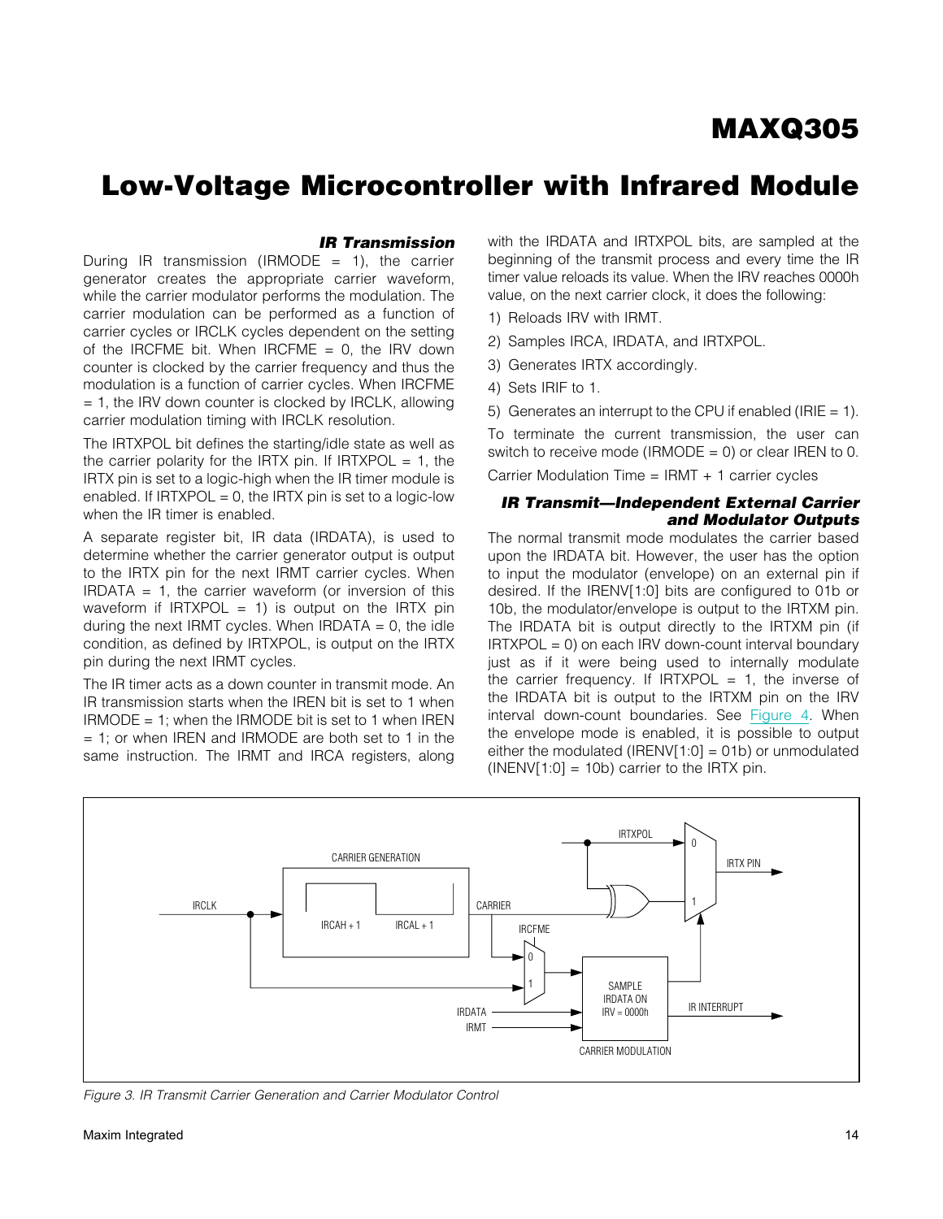### IR Transmission

During IR transmission (IRMODE = 1), the carrier generator creates the appropriate carrier waveform, while the carrier modulator performs the modulation. The carrier modulation can be performed as a function of carrier cycles or IRCLK cycles dependent on the setting of the IRCFME bit. When IRCFME = 0, the IRV down counter is clocked by the carrier frequency and thus the modulation is a function of carrier cycles. When IRCFME = 1, the IRV down counter is clocked by IRCLK, allowing carrier modulation timing with IRCLK resolution.

The IRTXPOL bit defines the starting/idle state as well as the carrier polarity for the IRTX pin. If IRTXPOL = 1, the IRTX pin is set to a logic-high when the IR timer module is enabled. If IRTXPOL = 0, the IRTX pin is set to a logic-low when the IR timer is enabled.

A separate register bit, IR data (IRDATA), is used to determine whether the carrier generator output is output to the IRTX pin for the next IRMT carrier cycles. When IRDATA = 1, the carrier waveform (or inversion of this waveform if IRTXPOL = 1) is output on the IRTX pin during the next IRMT cycles. When IRDATA = 0, the idle condition, as defined by IRTXPOL, is output on the IRTX pin during the next IRMT cycles.

The IR timer acts as a down counter in transmit mode. An IR transmission starts when the IREN bit is set to 1 when IRMODE = 1; when the IRMODE bit is set to 1 when IREN = 1; or when IREN and IRMODE are both set to 1 in the same instruction. The IRMT and IRCA registers, along with the IRDATA and IRTXPOL bits, are sampled at the beginning of the transmit process and every time the IR timer value reloads its value. When the IRV reaches 0000h value, on the next carrier clock, it does the following:

1) Reloads IRV with IRMT.
2) Samples IRCA, IRDATA, and IRTXPOL.
3) Generates IRTX accordingly.
4) Sets IRIF to 1.
5) Generates an interrupt to the CPU if enabled (IRIE = 1).

To terminate the current transmission, the user can switch to receive mode (IRMODE = 0) or clear IREN to 0.

Carrier Modulation Time = IRMT + 1 carrier cycles

### IR Transmit—Independent External Carrier and Modulator Outputs

The normal transmit mode modulates the carrier based upon the IRDATA bit. However, the user has the option to input the modulator (envelope) on an external pin if desired. If the IRENV[1:0] bits are configured to 01b or 10b, the modulator/envelope is output to the IRTXM pin. The IRDATA bit is output directly to the IRTXM pin (if IRTXPOL = 0) on each IRV down-count interval boundary just as if it were being used to internally modulate the carrier frequency. If IRTXPOL = 1, the inverse of the IRDATA bit is output to the IRTXM pin on the IRV interval down-count boundaries. See Figure 4. When the envelope mode is enabled, it is possible to output either the modulated (IRENV[1:0] = 01b) or unmodulated (INENV[1:0] = 10b) carrier to the IRTX pin.

*Figure 3. IR Transmit Carrier Generation and Carrier Modulator Control*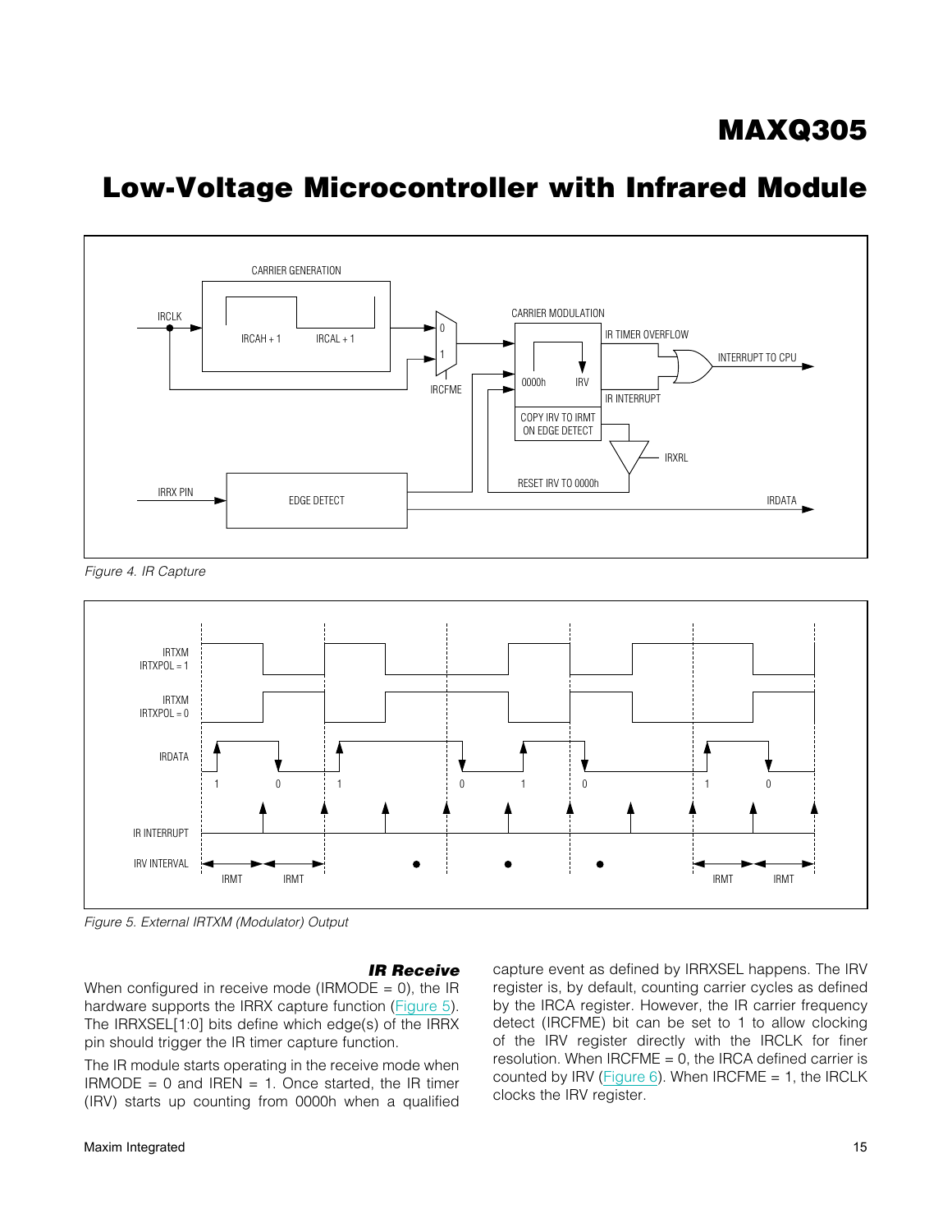Figure 4. IR Capture

Figure 5. External IRTXM (Modulator) Output

### IR Receive

When configured in receive mode (IRMODE = 0), the IR hardware supports the IRRX capture function (Figure 5). The IRRXSEL[1:0] bits define which edge(s) of the IRRX pin should trigger the IR timer capture function.

The IR module starts operating in the receive mode when IRMODE = 0 and IREN = 1. Once started, the IR timer (IRV) starts up counting from 0000h when a qualified capture event as defined by IRRXSEL happens. The IRV register is, by default, counting carrier cycles as defined by the IRCA register. However, the IR carrier frequency detect (IRCFME) bit can be set to 1 to allow clocking of the IRV register directly with the IRCLK for finer resolution. When IRCFME = 0, the IRCA defined carrier is counted by IRV (Figure 6). When IRCFME = 1, the IRCLK clocks the IRV register.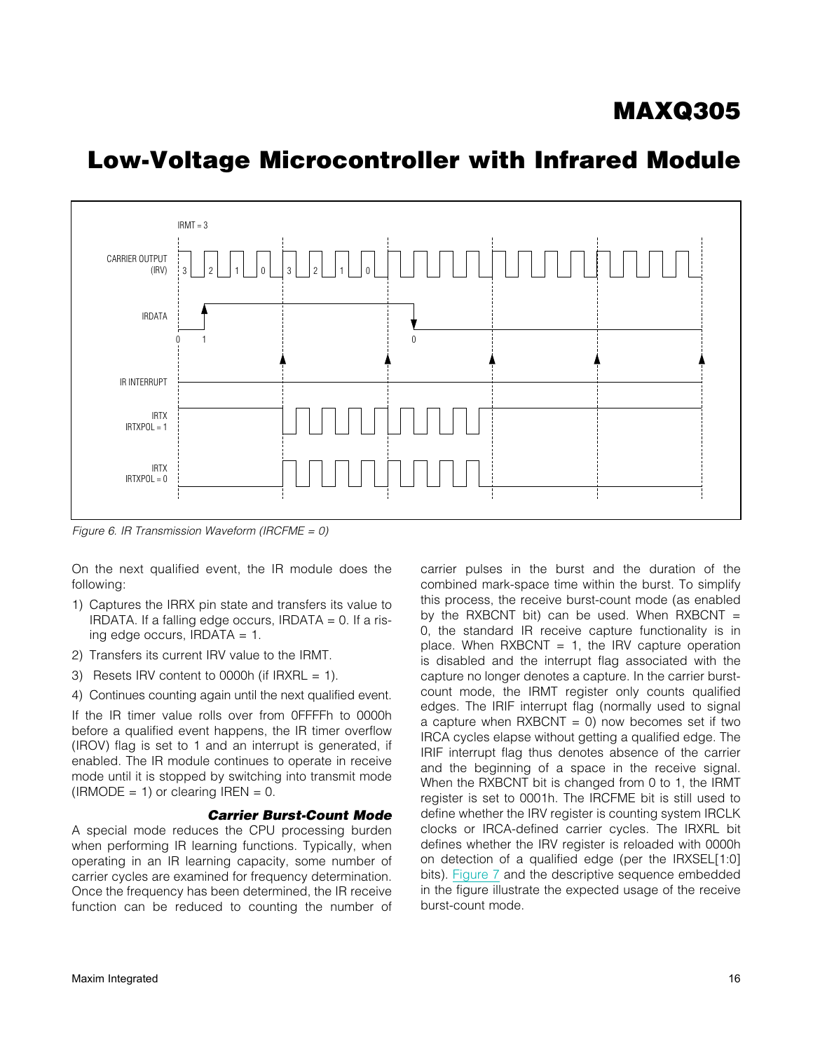Figure 6. IR Transmission Waveform (IRCFME = 0)

On the next qualified event, the IR module does the following:

1) Captures the IRRX pin state and transfers its value to IRDATA. If a falling edge occurs, IRDATA = 0. If a rising edge occurs, IRDATA = 1.
2) Transfers its current IRV value to the IRMT.
3) Resets IRV content to 0000h (if IRXRL = 1).
4) Continues counting again until the next qualified event.

If the IR timer value rolls over from 0FFFFh to 0000h before a qualified event happens, the IR timer overflow (IROV) flag is set to 1 and an interrupt is generated, if enabled. The IR module continues to operate in receive mode until it is stopped by switching into transmit mode (IRMODE = 1) or clearing IREN = 0.

### Carrier Burst-Count Mode

A special mode reduces the CPU processing burden when performing IR learning functions. Typically, when operating in an IR learning capacity, some number of carrier cycles are examined for frequency determination. Once the frequency has been determined, the IR receive function can be reduced to counting the number of carrier pulses in the burst and the duration of the combined mark-space time within the burst. To simplify this process, the receive burst-count mode (as enabled by the RXBCNT bit) can be used. When RXBCNT = 0, the standard IR receive capture functionality is in place. When RXBCNT = 1, the IRV capture operation is disabled and the interrupt flag associated with the capture no longer denotes a capture. In the carrier burst-count mode, the IRMT register only counts qualified edges. The IRIF interrupt flag (normally used to signal a capture when RXBCNT = 0) now becomes set if two IRCA cycles elapse without getting a qualified edge. The IRIF interrupt flag thus denotes absence of the carrier and the beginning of a space in the receive signal. When the RXBCNT bit is changed from 0 to 1, the IRMT register is set to 0001h. The IRCFME bit is still used to define whether the IRV register is counting system IRCLK clocks or IRCA-defined carrier cycles. The IRXRL bit defines whether the IRV register is reloaded with 0000h on detection of a qualified edge (per the IRXSEL[1:0] bits). Figure 7 and the descriptive sequence embedded in the figure illustrate the expected usage of the receive burst-count mode.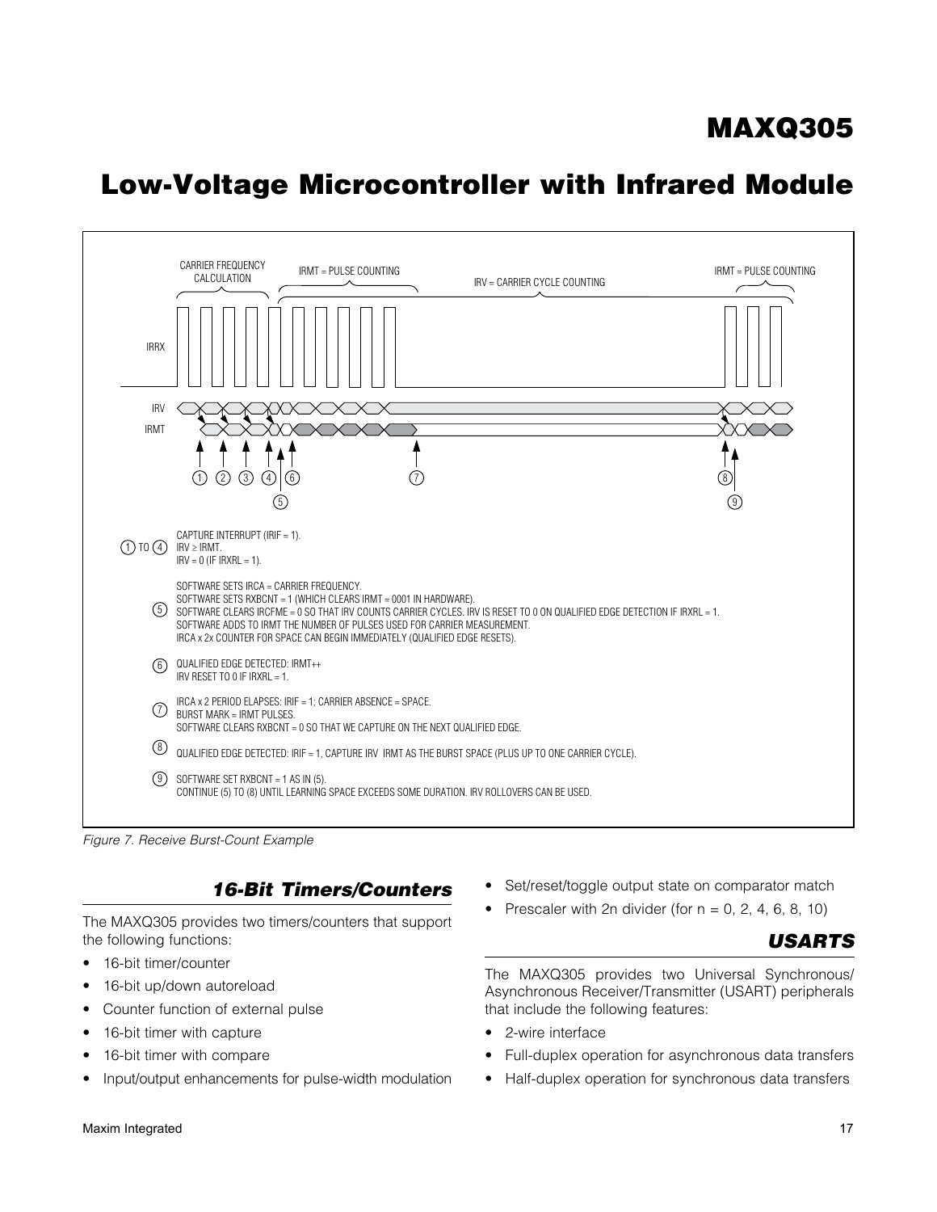Figure 7. Receive Burst-Count Example

## 16-Bit Timers/Counters

The MAXQ305 provides two timers/counters that support the following functions:

- 16-bit timer/counter
- 16-bit up/down autoreload
- Counter function of external pulse
- 16-bit timer with capture
- 16-bit timer with compare
- Input/output enhancements for pulse-width modulation
- Set/reset/toggle output state on comparator match
- Prescaler with 2n divider (for n = 0, 2, 4, 6, 8, 10)

## USARTS

The MAXQ305 provides two Universal Synchronous/Asynchronous Receiver/Transmitter (USART) peripherals that include the following features:

- 2-wire interface
- Full-duplex operation for asynchronous data transfers
- Half-duplex operation for synchronous data transfers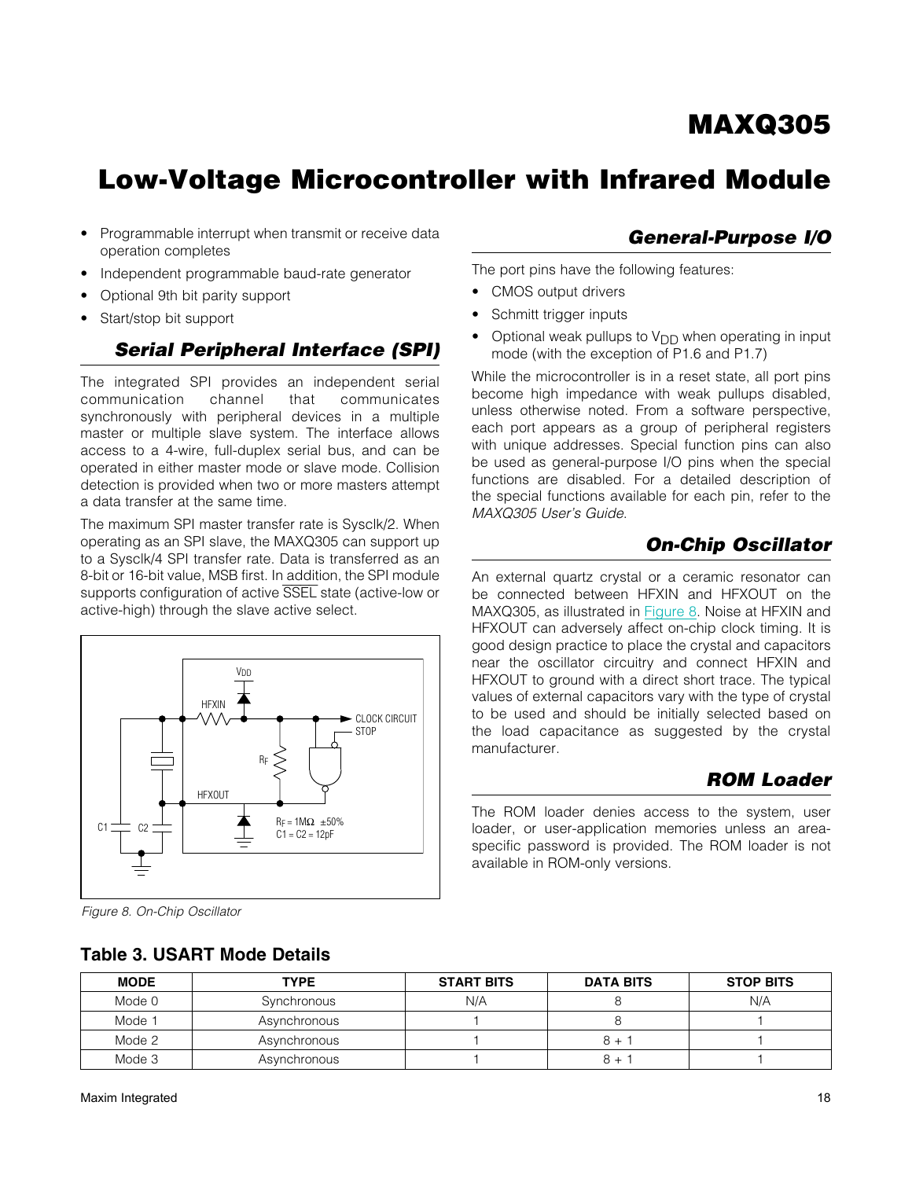- Programmable interrupt when transmit or receive data operation completes
- Independent programmable baud-rate generator
- Optional 9th bit parity support
- Start/stop bit support

### *Serial Peripheral Interface (SPI)*

The integrated SPI provides an independent serial communication channel that communicates synchronously with peripheral devices in a multiple master or multiple slave system. The interface allows access to a 4-wire, full-duplex serial bus, and can be operated in either master mode or slave mode. Collision detection is provided when two or more masters attempt a data transfer at the same time.

The maximum SPI master transfer rate is Sysclk/2. When operating as an SPI slave, the MAXQ305 can support up to a Sysclk/4 SPI transfer rate. Data is transferred as an 8-bit or 16-bit value, MSB first. In addition, the SPI module supports configuration of active $\overline{SSEL}$ state (active-low or active-high) through the slave active select.

*Figure 8. On-Chip Oscillator*

### *General-Purpose I/O*

The port pins have the following features:

- CMOS output drivers
- Schmitt trigger inputs
- Optional weak pullups to $V_{DD}$ when operating in input mode (with the exception of P1.6 and P1.7)

While the microcontroller is in a reset state, all port pins become high impedance with weak pullups disabled, unless otherwise noted. From a software perspective, each port appears as a group of peripheral registers with unique addresses. Special function pins can also be used as general-purpose I/O pins when the special functions are disabled. For a detailed description of the special functions available for each pin, refer to the *MAXQ305 User's Guide*.

### *On-Chip Oscillator*

An external quartz crystal or a ceramic resonator can be connected between HFXIN and HFXOUT on the MAXQ305, as illustrated in Figure 8. Noise at HFXIN and HFXOUT can adversely affect on-chip clock timing. It is good design practice to place the crystal and capacitors near the oscillator circuitry and connect HFXIN and HFXOUT to ground with a direct short trace. The typical values of external capacitors vary with the type of crystal to be used and should be initially selected based on the load capacitance as suggested by the crystal manufacturer.

### *ROM Loader*

The ROM loader denies access to the system, user loader, or user-application memories unless an area-specific password is provided. The ROM loader is not available in ROM-only versions.

**Table 3. USART Mode Details**

| MODE | TYPE | START BITS | DATA BITS | STOP BITS |
|---|---|---|---|---|
| Mode 0 | Synchronous | N/A | 8 | N/A |
| Mode 1 | Asynchronous | 1 | 8 | 1 |
| Mode 2 | Asynchronous | 1 | 8 + 1 | 1 |
| Mode 3 | Asynchronous | 1 | 8 + 1 | 1 |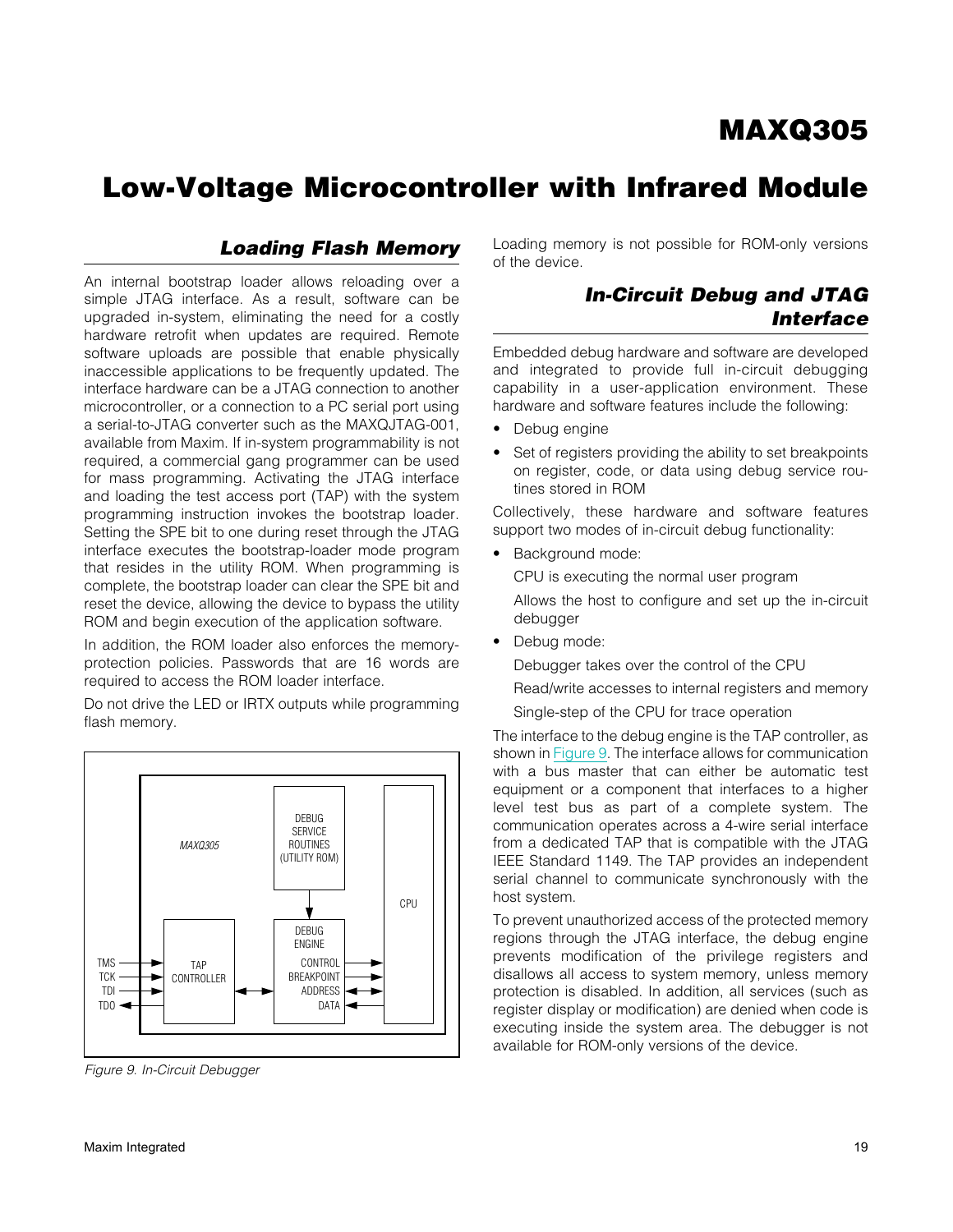## Loading Flash Memory

An internal bootstrap loader allows reloading over a simple JTAG interface. As a result, software can be upgraded in-system, eliminating the need for a costly hardware retrofit when updates are required. Remote software uploads are possible that enable physically inaccessible applications to be frequently updated. The interface hardware can be a JTAG connection to another microcontroller, or a connection to a PC serial port using a serial-to-JTAG converter such as the MAXQJTAG-001, available from Maxim. If in-system programmability is not required, a commercial gang programmer can be used for mass programming. Activating the JTAG interface and loading the test access port (TAP) with the system programming instruction invokes the bootstrap loader. Setting the SPE bit to one during reset through the JTAG interface executes the bootstrap-loader mode program that resides in the utility ROM. When programming is complete, the bootstrap loader can clear the SPE bit and reset the device, allowing the device to bypass the utility ROM and begin execution of the application software.

In addition, the ROM loader also enforces the memory-protection policies. Passwords that are 16 words are required to access the ROM loader interface.

Do not drive the LED or IRTX outputs while programming flash memory.

*Figure 9. In-Circuit Debugger*

Loading memory is not possible for ROM-only versions of the device.

## In-Circuit Debug and JTAG Interface

Embedded debug hardware and software are developed and integrated to provide full in-circuit debugging capability in a user-application environment. These hardware and software features include the following:

- Debug engine
- Set of registers providing the ability to set breakpoints on register, code, or data using debug service routines stored in ROM

Collectively, these hardware and software features support two modes of in-circuit debug functionality:

- Background mode:

  CPU is executing the normal user program

  Allows the host to configure and set up the in-circuit debugger

- Debug mode:

  Debugger takes over the control of the CPU

  Read/write accesses to internal registers and memory

  Single-step of the CPU for trace operation

The interface to the debug engine is the TAP controller, as shown in Figure 9. The interface allows for communication with a bus master that can either be automatic test equipment or a component that interfaces to a higher level test bus as part of a complete system. The communication operates across a 4-wire serial interface from a dedicated TAP that is compatible with the JTAG IEEE Standard 1149. The TAP provides an independent serial channel to communicate synchronously with the host system.

To prevent unauthorized access of the protected memory regions through the JTAG interface, the debug engine prevents modification of the privilege registers and disallows all access to system memory, unless memory protection is disabled. In addition, all services (such as register display or modification) are denied when code is executing inside the system area. The debugger is not available for ROM-only versions of the device.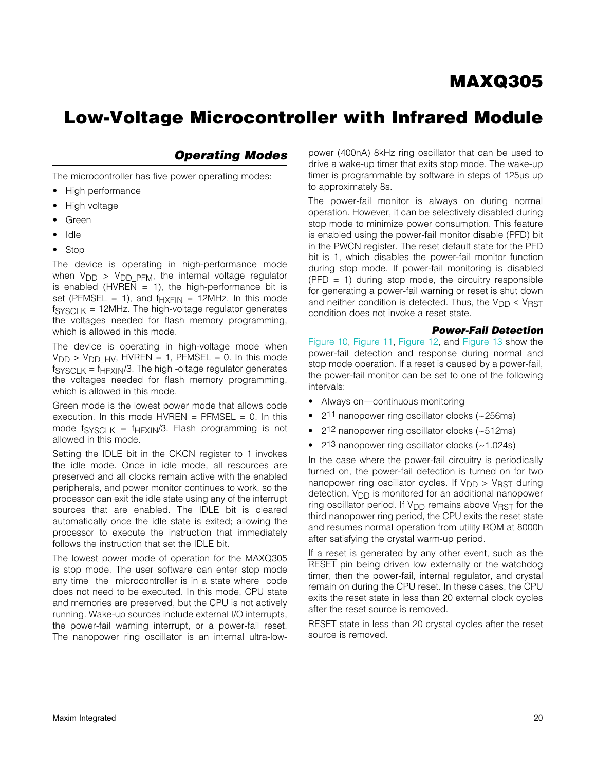## Operating Modes

The microcontroller has five power operating modes:

- High performance
- High voltage
- Green
- Idle
- Stop

The device is operating in high-performance mode when $V_{DD} > V_{DD\_PFM}$, the internal voltage regulator is enabled (HVREN = 1), the high-performance bit is set (PFMSEL = 1), and $f_{HXFIN}$ = 12MHz. In this mode $f_{SYSCLK}$ = 12MHz. The high-voltage regulator generates the voltages needed for flash memory programming, which is allowed in this mode.

The device is operating in high-voltage mode when $V_{DD} > V_{DD\_HV}$, HVREN = 1, PFMSEL = 0. In this mode $f_{SYSCLK} = f_{HFXIN}/3$. The high -oltage regulator generates the voltages needed for flash memory programming, which is allowed in this mode.

Green mode is the lowest power mode that allows code execution. In this mode HVREN = PFMSEL = 0. In this mode $f_{SYSCLK} = f_{HFXIN}/3$. Flash programming is not allowed in this mode.

Setting the IDLE bit in the CKCN register to 1 invokes the idle mode. Once in idle mode, all resources are preserved and all clocks remain active with the enabled peripherals, and power monitor continues to work, so the processor can exit the idle state using any of the interrupt sources that are enabled. The IDLE bit is cleared automatically once the idle state is exited; allowing the processor to execute the instruction that immediately follows the instruction that set the IDLE bit.

The lowest power mode of operation for the MAXQ305 is stop mode. The user software can enter stop mode any time the microcontroller is in a state where code does not need to be executed. In this mode, CPU state and memories are preserved, but the CPU is not actively running. Wake-up sources include external I/O interrupts, the power-fail warning interrupt, or a power-fail reset. The nanopower ring oscillator is an internal ultra-low-power (400nA) 8kHz ring oscillator that can be used to drive a wake-up timer that exits stop mode. The wake-up timer is programmable by software in steps of 125µs up to approximately 8s.

The power-fail monitor is always on during normal operation. However, it can be selectively disabled during stop mode to minimize power consumption. This feature is enabled using the power-fail monitor disable (PFD) bit in the PWCN register. The reset default state for the PFD bit is 1, which disables the power-fail monitor function during stop mode. If power-fail monitoring is disabled (PFD = 1) during stop mode, the circuitry responsible for generating a power-fail warning or reset is shut down and neither condition is detected. Thus, the $V_{DD} < V_{RST}$ condition does not invoke a reset state.

### Power-Fail Detection

Figure 10, Figure 11, Figure 12, and Figure 13 show the power-fail detection and response during normal and stop mode operation. If a reset is caused by a power-fail, the power-fail monitor can be set to one of the following intervals:

- Always on—continuous monitoring
- $2^{11}$ nanopower ring oscillator clocks (~256ms)
- $2^{12}$ nanopower ring oscillator clocks (~512ms)
- $2^{13}$ nanopower ring oscillator clocks (~1.024s)

In the case where the power-fail circuitry is periodically turned on, the power-fail detection is turned on for two nanopower ring oscillator cycles. If $V_{DD} > V_{RST}$ during detection, $V_{DD}$ is monitored for an additional nanopower ring oscillator period. If $V_{DD}$ remains above $V_{RST}$ for the third nanopower ring period, the CPU exits the reset state and resumes normal operation from utility ROM at 8000h after satisfying the crystal warm-up period.

If a reset is generated by any other event, such as the $\overline{\text{RESET}}$ pin being driven low externally or the watchdog timer, then the power-fail, internal regulator, and crystal remain on during the CPU reset. In these cases, the CPU exits the reset state in less than 20 external clock cycles after the reset source is removed.

RESET state in less than 20 crystal cycles after the reset source is removed.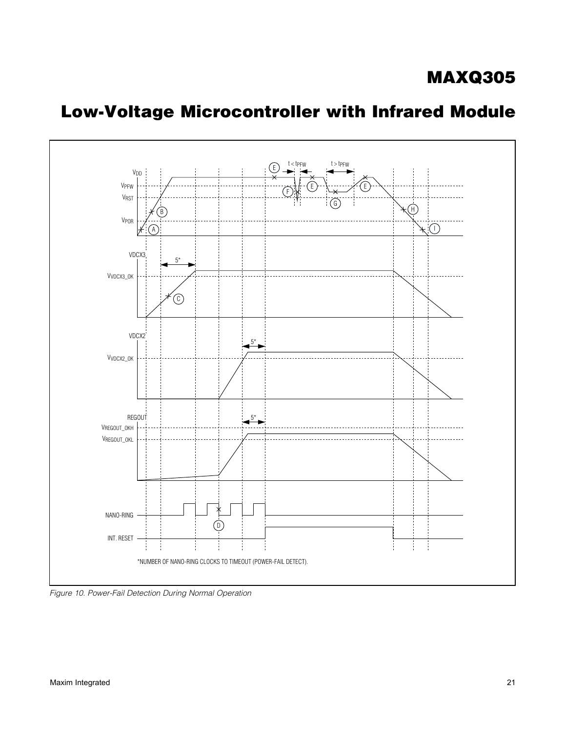*NUMBER OF NANO-RING CLOCKS TO TIMEOUT (POWER-FAIL DETECT).

*Figure 10. Power-Fail Detection During Normal Operation*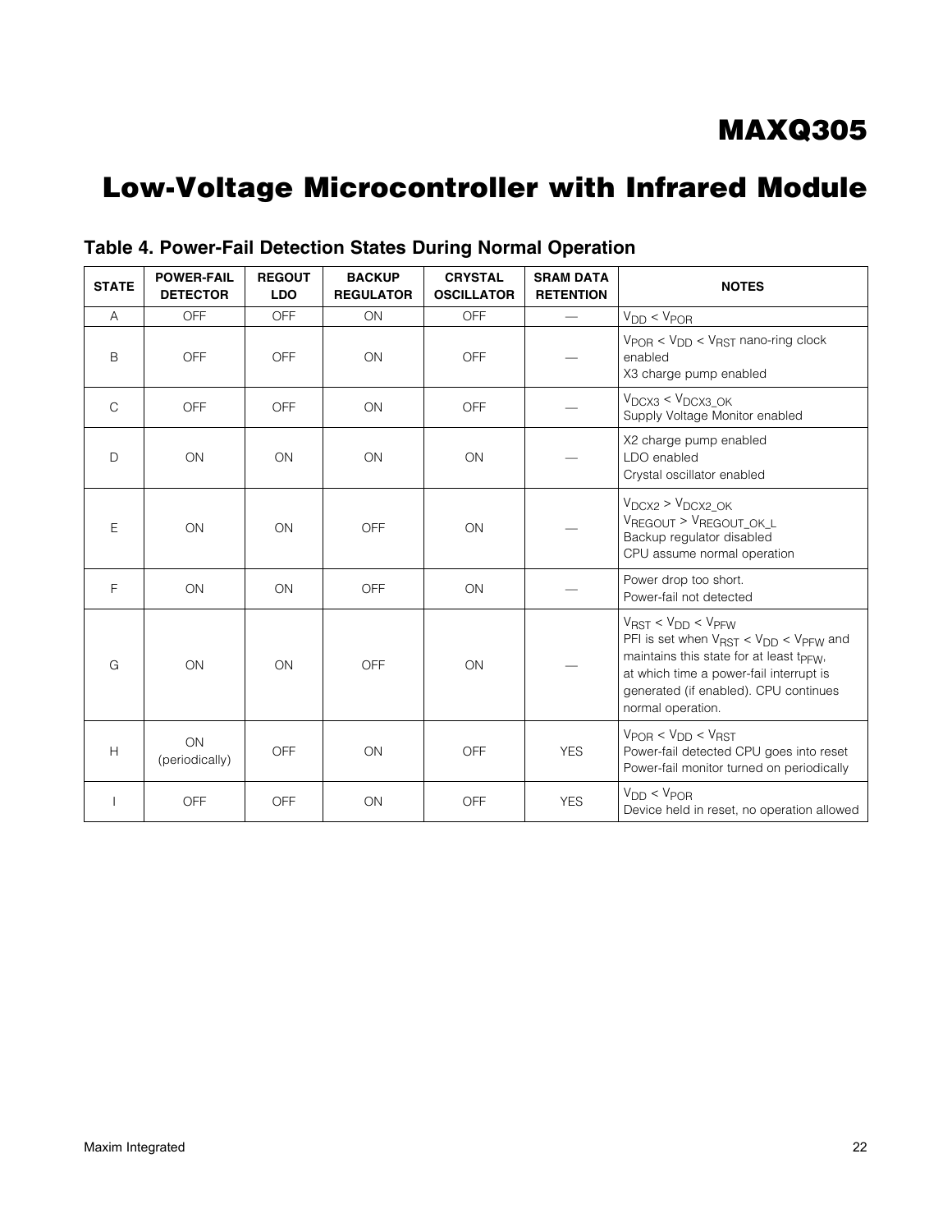## Table 4. Power-Fail Detection States During Normal Operation

| STATE | POWER-FAIL DETECTOR | REGOUT LDO | BACKUP REGULATOR | CRYSTAL OSCILLATOR | SRAM DATA RETENTION | NOTES |
|---|---|---|---|---|---|---|
| A | OFF | OFF | ON | OFF | — | $V_{DD} < V_{POR}$ |
| B | OFF | OFF | ON | OFF | — | $V_{POR} < V_{DD} < V_{RST}$ nano-ring clock enabled<br>X3 charge pump enabled |
| C | OFF | OFF | ON | OFF | — | $V_{DCX3} < V_{DCX3\_OK}$<br>Supply Voltage Monitor enabled |
| D | ON | ON | ON | ON | — | X2 charge pump enabled<br>LDO enabled<br>Crystal oscillator enabled |
| E | ON | ON | OFF | ON | — | $V_{DCX2} > V_{DCX2\_OK}$<br>$V_{REGOUT} > V_{REGOUT\_OK\_L}$<br>Backup regulator disabled<br>CPU assume normal operation |
| F | ON | ON | OFF | ON | — | Power drop too short.<br>Power-fail not detected |
| G | ON | ON | OFF | ON | — | $V_{RST} < V_{DD} < V_{PFW}$<br>PFI is set when $V_{RST} < V_{DD} < V_{PFW}$ and maintains this state for at least $t_{PFW}$, at which time a power-fail interrupt is generated (if enabled). CPU continues normal operation. |
| H | ON (periodically) | OFF | ON | OFF | YES | $V_{POR} < V_{DD} < V_{RST}$<br>Power-fail detected CPU goes into reset<br>Power-fail monitor turned on periodically |
| I | OFF | OFF | ON | OFF | YES | $V_{DD} < V_{POR}$<br>Device held in reset, no operation allowed |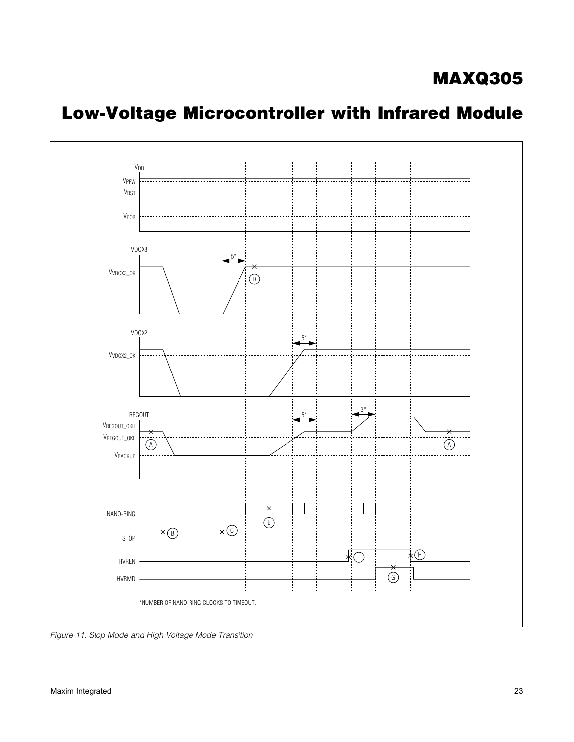*Figure 11. Stop Mode and High Voltage Mode Transition*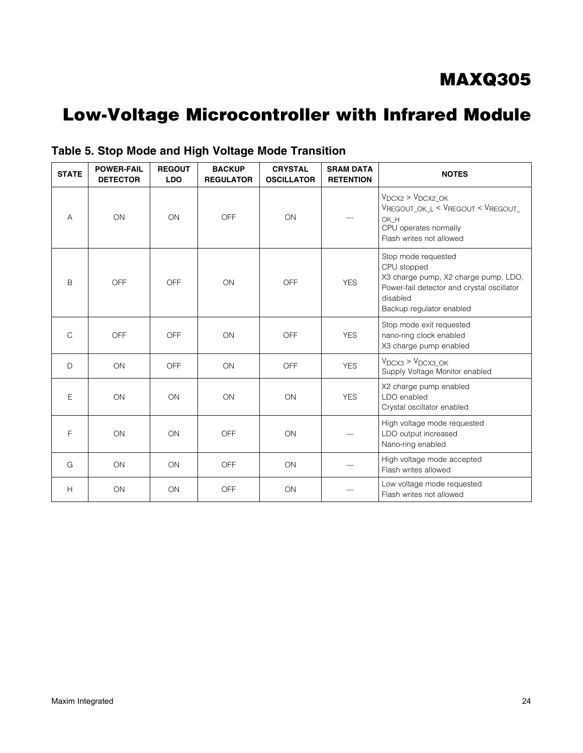## Table 5. Stop Mode and High Voltage Mode Transition

| STATE | POWER-FAIL DETECTOR | REGOUT LDO | BACKUP REGULATOR | CRYSTAL OSCILLATOR | SRAM DATA RETENTION | NOTES |
|---|---|---|---|---|---|---|
| A | ON | ON | OFF | ON | — | $V_{DCX2} > V_{DCX2\_OK}$<br>$V_{REGOUT\_OK\_L} < V_{REGOUT} < V_{REGOUT\_OK\_H}$<br>CPU operates normally<br>Flash writes not allowed |
| B | OFF | OFF | ON | OFF | YES | Stop mode requested<br>CPU stopped<br>X3 charge pump, X2 charge pump, LDO, Power-fail detector and crystal oscillator disabled<br>Backup regulator enabled |
| C | OFF | OFF | ON | OFF | YES | Stop mode exit requested<br>nano-ring clock enabled<br>X3 charge pump enabled |
| D | ON | OFF | ON | OFF | YES | $V_{DCX3} > V_{DCX3\_OK}$<br>Supply Voltage Monitor enabled |
| E | ON | ON | ON | ON | YES | X2 charge pump enabled<br>LDO enabled<br>Crystal oscillator enabled |
| F | ON | ON | OFF | ON | — | High voltage mode requested<br>LDO output increased<br>Nano-ring enabled |
| G | ON | ON | OFF | ON | — | High voltage mode accepted<br>Flash writes allowed |
| H | ON | ON | OFF | ON | — | Low voltage mode requested<br>Flash writes not allowed |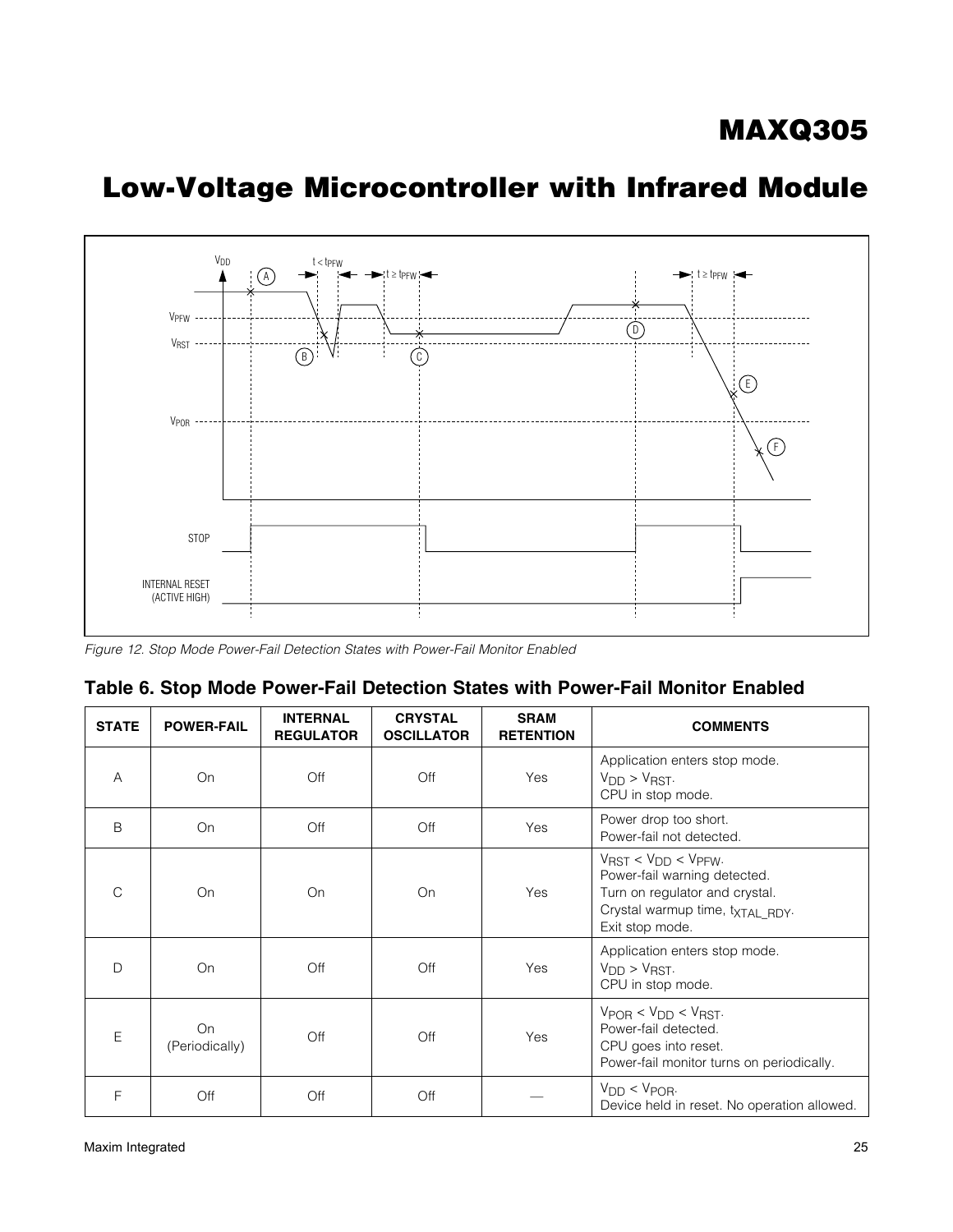*Figure 12. Stop Mode Power-Fail Detection States with Power-Fail Monitor Enabled*

## Table 6. Stop Mode Power-Fail Detection States with Power-Fail Monitor Enabled

| STATE | POWER-FAIL | INTERNAL REGULATOR | CRYSTAL OSCILLATOR | SRAM RETENTION | COMMENTS |
|---|---|---|---|---|---|
| A | On | Off | Off | Yes | Application enters stop mode. $V_{DD} > V_{RST}$. CPU in stop mode. |
| B | On | Off | Off | Yes | Power drop too short. Power-fail not detected. |
| C | On | On | On | Yes | $V_{RST} < V_{DD} < V_{PFW}$. Power-fail warning detected. Turn on regulator and crystal. Crystal warmup time, $t_{XTAL\_RDY}$. Exit stop mode. |
| D | On | Off | Off | Yes | Application enters stop mode. $V_{DD} > V_{RST}$. CPU in stop mode. |
| E | On (Periodically) | Off | Off | Yes | $V_{POR} < V_{DD} < V_{RST}$. Power-fail detected. CPU goes into reset. Power-fail monitor turns on periodically. |
| F | Off | Off | Off | — | $V_{DD} < V_{POR}$. Device held in reset. No operation allowed. |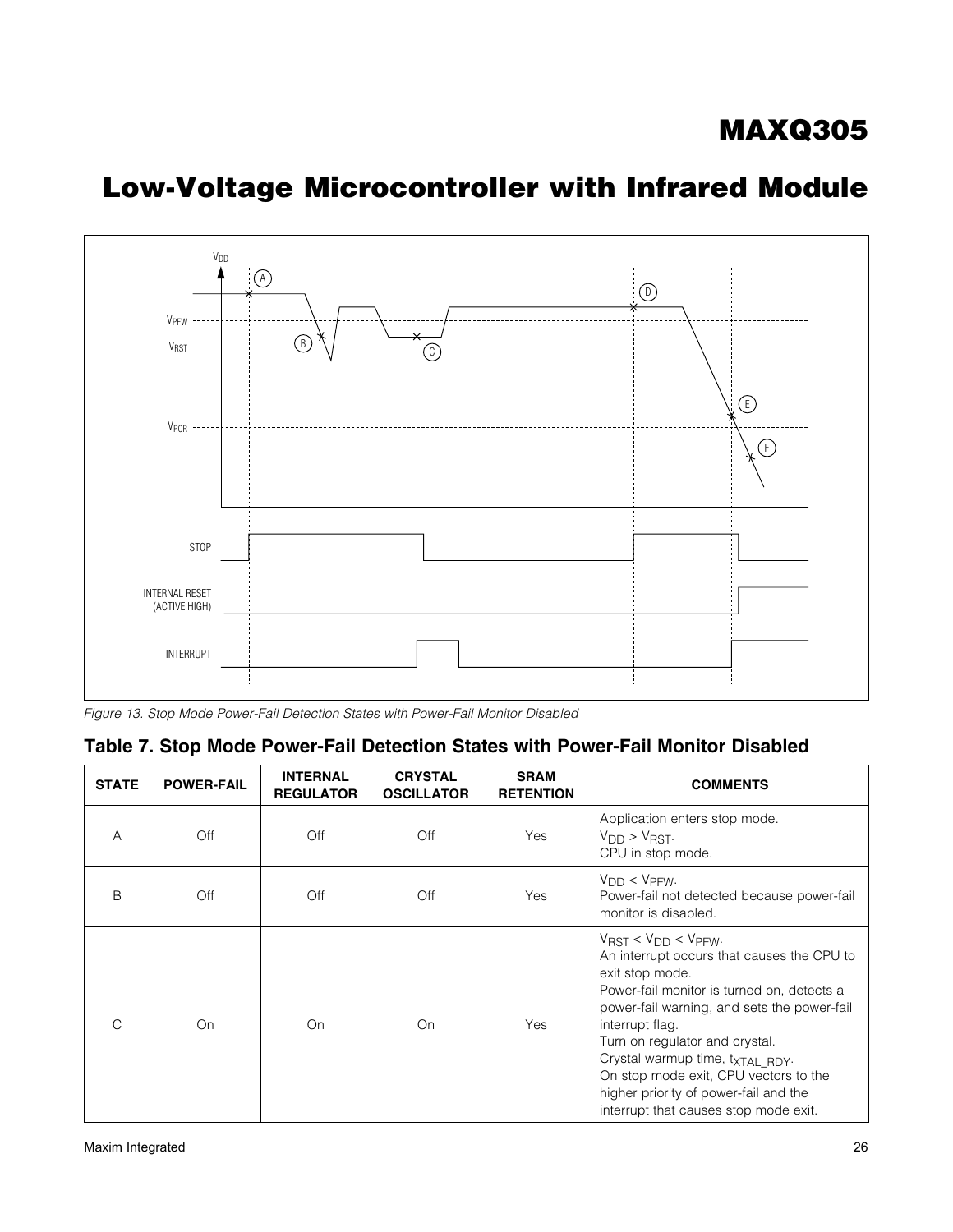Figure 13. Stop Mode Power-Fail Detection States with Power-Fail Monitor Disabled

### Table 7. Stop Mode Power-Fail Detection States with Power-Fail Monitor Disabled

| STATE | POWER-FAIL | INTERNAL REGULATOR | CRYSTAL OSCILLATOR | SRAM RETENTION | COMMENTS |
|---|---|---|---|---|---|
| A | Off | Off | Off | Yes | Application enters stop mode. $V_{DD} > V_{RST}$. CPU in stop mode. |
| B | Off | Off | Off | Yes | $V_{DD} < V_{PFW}$. Power-fail not detected because power-fail monitor is disabled. |
| C | On | On | On | Yes | $V_{RST} < V_{DD} < V_{PFW}$. An interrupt occurs that causes the CPU to exit stop mode. Power-fail monitor is turned on, detects a power-fail warning, and sets the power-fail interrupt flag. Turn on regulator and crystal. Crystal warmup time, $t_{XTAL\_RDY}$. On stop mode exit, CPU vectors to the higher priority of power-fail and the interrupt that causes stop mode exit. |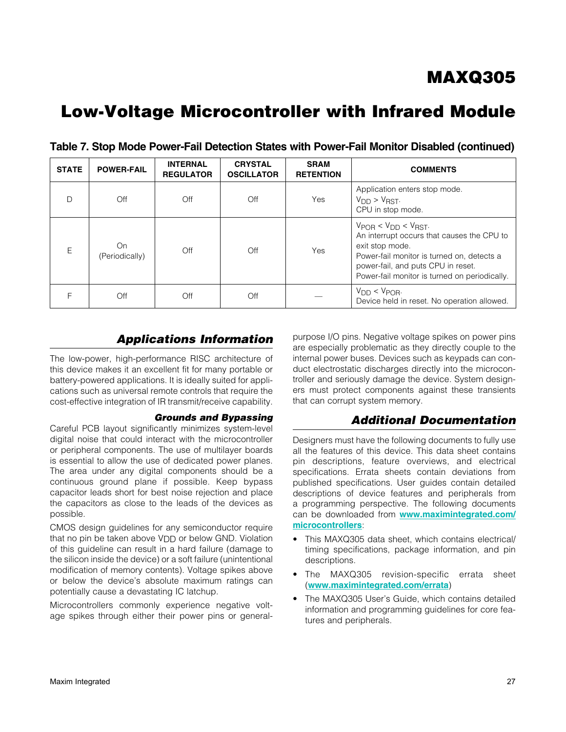## Table 7. Stop Mode Power-Fail Detection States with Power-Fail Monitor Disabled (continued)

| STATE | POWER-FAIL | INTERNAL REGULATOR | CRYSTAL OSCILLATOR | SRAM RETENTION | COMMENTS |
|---|---|---|---|---|---|
| D | Off | Off | Off | Yes | Application enters stop mode.<br>$V_{DD} > V_{RST}$.<br>CPU in stop mode. |
| E | On (Periodically) | Off | Off | Yes | $V_{POR} < V_{DD} < V_{RST}$.<br>An interrupt occurs that causes the CPU to exit stop mode.<br>Power-fail monitor is turned on, detects a power-fail, and puts CPU in reset.<br>Power-fail monitor is turned on periodically. |
| F | Off | Off | Off | — | $V_{DD} < V_{POR}$.<br>Device held in reset. No operation allowed. |

## Applications Information

The low-power, high-performance RISC architecture of this device makes it an excellent fit for many portable or battery-powered applications. It is ideally suited for applications such as universal remote controls that require the cost-effective integration of IR transmit/receive capability.

### Grounds and Bypassing

Careful PCB layout significantly minimizes system-level digital noise that could interact with the microcontroller or peripheral components. The use of multilayer boards is essential to allow the use of dedicated power planes. The area under any digital components should be a continuous ground plane if possible. Keep bypass capacitor leads short for best noise rejection and place the capacitors as close to the leads of the devices as possible.

CMOS design guidelines for any semiconductor require that no pin be taken above $V_{DD}$ or below GND. Violation of this guideline can result in a hard failure (damage to the silicon inside the device) or a soft failure (unintentional modification of memory contents). Voltage spikes above or below the device's absolute maximum ratings can potentially cause a devastating IC latchup.

Microcontrollers commonly experience negative voltage spikes through either their power pins or general-purpose I/O pins. Negative voltage spikes on power pins are especially problematic as they directly couple to the internal power buses. Devices such as keypads can conduct electrostatic discharges directly into the microcontroller and seriously damage the device. System designers must protect components against these transients that can corrupt system memory.

## Additional Documentation

Designers must have the following documents to fully use all the features of this device. This data sheet contains pin descriptions, feature overviews, and electrical specifications. Errata sheets contain deviations from published specifications. User guides contain detailed descriptions of device features and peripherals from a programming perspective. The following documents can be downloaded from **www.maximintegrated.com/microcontrollers**:

- This MAXQ305 data sheet, which contains electrical/timing specifications, package information, and pin descriptions.
- The MAXQ305 revision-specific errata sheet (**www.maximintegrated.com/errata**)
- The MAXQ305 User's Guide, which contains detailed information and programming guidelines for core features and peripherals.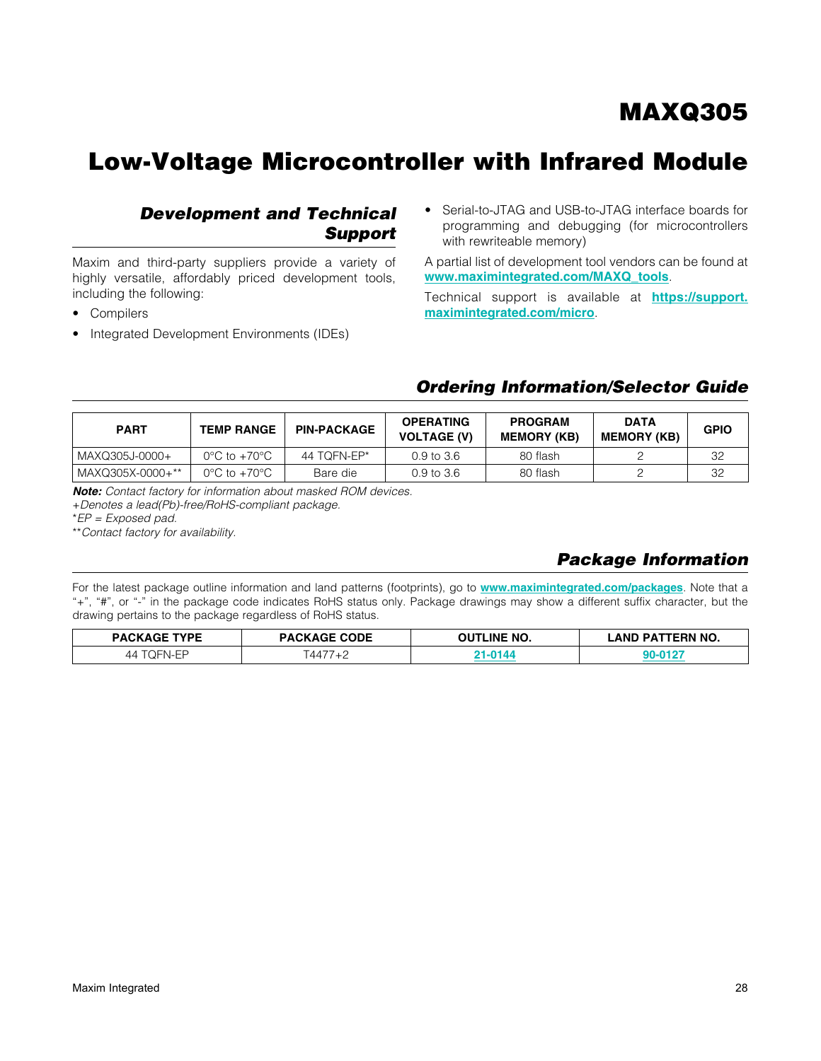# MAXQ305

# Low-Voltage Microcontroller with Infrared Module

## *Development and Technical Support*

Maxim and third-party suppliers provide a variety of highly versatile, affordably priced development tools, including the following:

- Compilers
- Integrated Development Environments (IDEs)
- Serial-to-JTAG and USB-to-JTAG interface boards for programming and debugging (for microcontrollers with rewriteable memory)

A partial list of development tool vendors can be found at **www.maximintegrated.com/MAXQ_tools**.

Technical support is available at **https://support.maximintegrated.com/micro**.

## *Ordering Information/Selector Guide*

| PART | TEMP RANGE | PIN-PACKAGE | OPERATING VOLTAGE (V) | PROGRAM MEMORY (KB) | DATA MEMORY (KB) | GPIO |
|---|---|---|---|---|---|---|
| MAXQ305J-0000+ | 0°C to +70°C | 44 TQFN-EP* | 0.9 to 3.6 | 80 flash | 2 | 32 |
| MAXQ305X-0000+** | 0°C to +70°C | Bare die | 0.9 to 3.6 | 80 flash | 2 | 32 |

***Note:*** *Contact factory for information about masked ROM devices.*

*+Denotes a lead(Pb)-free/RoHS-compliant package.*

**EP = Exposed pad.*

***Contact factory for availability.*

## *Package Information*

For the latest package outline information and land patterns (footprints), go to **www.maximintegrated.com/packages**. Note that a "+", "#", or "-" in the package code indicates RoHS status only. Package drawings may show a different suffix character, but the drawing pertains to the package regardless of RoHS status.

| PACKAGE TYPE | PACKAGE CODE | OUTLINE NO. | LAND PATTERN NO. |
|---|---|---|---|
| 44 TQFN-EP | T4477+2 | 21-0144 | 90-0127 |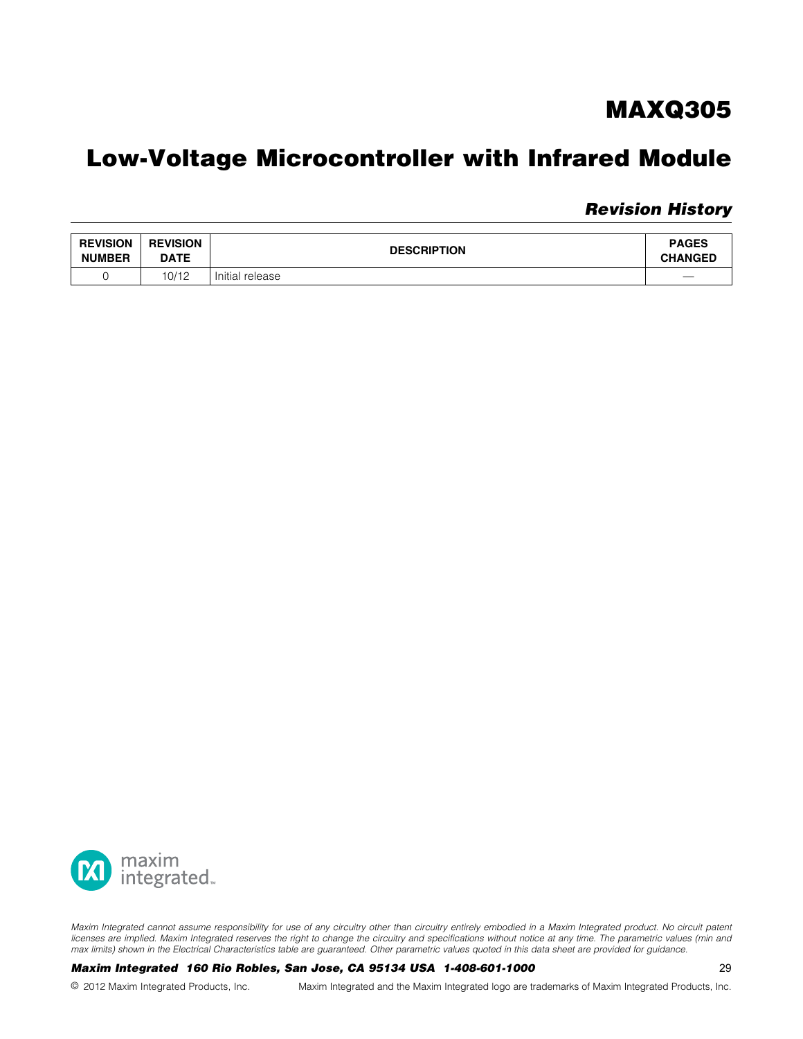# MAXQ305

# Low-Voltage Microcontroller with Infrared Module

## *Revision History*

| REVISION NUMBER | REVISION DATE | DESCRIPTION | PAGES CHANGED |
|---|---|---|---|
| 0 | 10/12 | Initial release | — |

*Maxim Integrated cannot assume responsibility for use of any circuitry other than circuitry entirely embodied in a Maxim Integrated product. No circuit patent licenses are implied. Maxim Integrated reserves the right to change the circuitry and specifications without notice at any time. The parametric values (min and max limits) shown in the Electrical Characteristics table are guaranteed. Other parametric values quoted in this data sheet are provided for guidance.*

***Maxim Integrated 160 Rio Robles, San Jose, CA 95134 USA 1-408-601-1000***

© 2012 Maxim Integrated Products, Inc. Maxim Integrated and the Maxim Integrated logo are trademarks of Maxim Integrated Products, Inc.